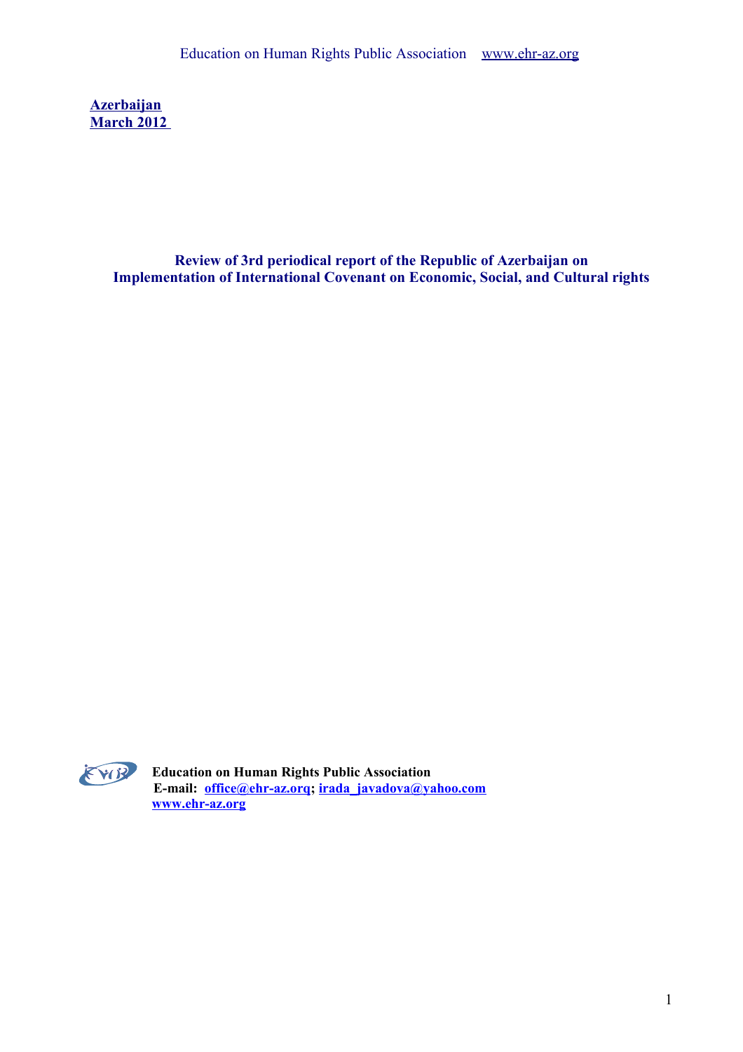**Azerbaijan**
**March 2012**

**Review of 3rd periodical report of the Republic of Azerbaijan on Implementation of International Covenant on Economic, Social, and Cultural rights**

**Education on Human Rights Public Association**
**E-mail: office@ehr-az.orq; irada_javadova@yahoo.com**
**www.ehr-az.org**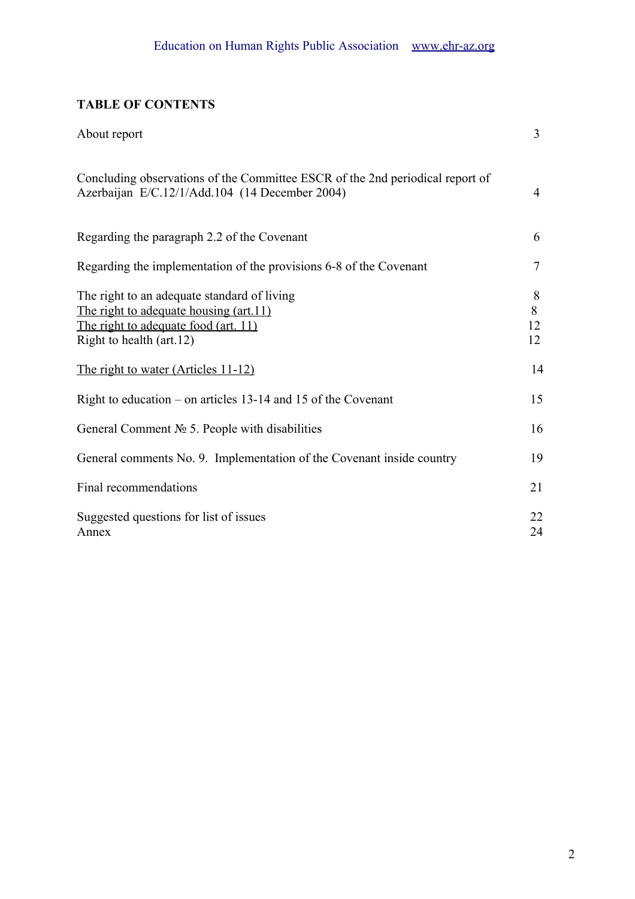## TABLE OF CONTENTS

| | |
|---|---|
| About report | 3 |
| Concluding observations of the Committee ESCR of the 2nd periodical report of Azerbaijan E/C.12/1/Add.104 (14 December 2004) | 4 |
| Regarding the paragraph 2.2 of the Covenant | 6 |
| Regarding the implementation of the provisions 6-8 of the Covenant | 7 |
| The right to an adequate standard of living | 8 |
| The right to adequate housing (art.11) | 8 |
| The right to adequate food (art. 11) | 12 |
| Right to health (art.12) | 12 |
| The right to water (Articles 11-12) | 14 |
| Right to education – on articles 13-14 and 15 of the Covenant | 15 |
| General Comment № 5. People with disabilities | 16 |
| General comments No. 9. Implementation of the Covenant inside country | 19 |
| Final recommendations | 21 |
| Suggested questions for list of issues | 22 |
| Annex | 24 |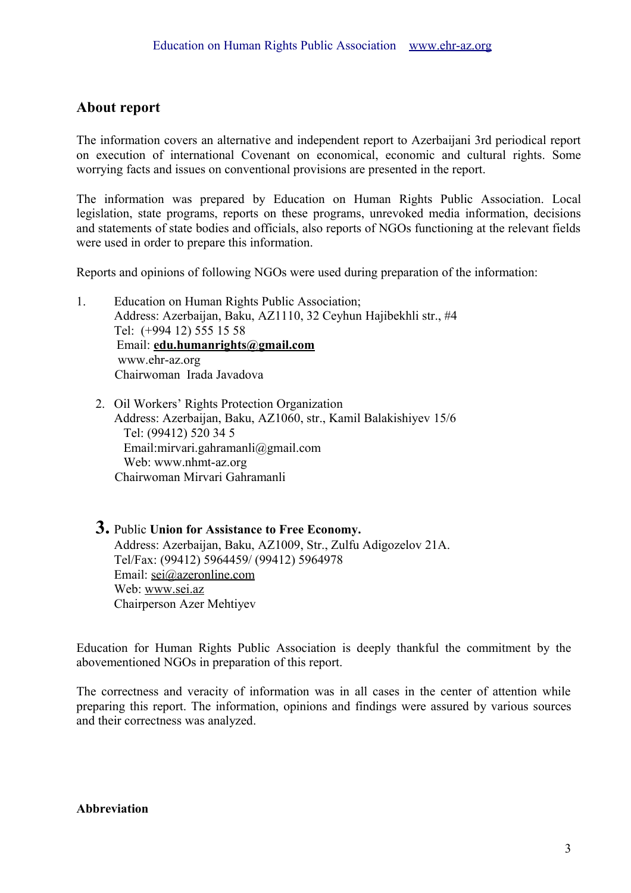## About report

The information covers an alternative and independent report to Azerbaijani 3rd periodical report on execution of international Covenant on economical, economic and cultural rights. Some worrying facts and issues on conventional provisions are presented in the report.

The information was prepared by Education on Human Rights Public Association. Local legislation, state programs, reports on these programs, unrevoked media information, decisions and statements of state bodies and officials, also reports of NGOs functioning at the relevant fields were used in order to prepare this information.

Reports and opinions of following NGOs were used during preparation of the information:

1. Education on Human Rights Public Association;
   Address: Azerbaijan, Baku, AZ1110, 32 Ceyhun Hajibekhli str., #4
   Tel: (+994 12) 555 15 58
   Email: **edu.humanrights@gmail.com**
   www.ehr-az.org
   Chairwoman Irada Javadova

2. Oil Workers' Rights Protection Organization
   Address: Azerbaijan, Baku, AZ1060, str., Kamil Balakishiyev 15/6
   Tel: (99412) 520 34 5
   Email:mirvari.gahramanli@gmail.com
   Web: www.nhmt-az.org
   Chairwoman Mirvari Gahramanli

3. Public **Union for Assistance to Free Economy.**
   Address: Azerbaijan, Baku, AZ1009, Str., Zulfu Adigozelov 21A.
   Tel/Fax: (99412) 5964459/ (99412) 5964978
   Email: sei@azeronline.com
   Web: www.sei.az
   Chairperson Azer Mehtiyev

Education for Human Rights Public Association is deeply thankful the commitment by the abovementioned NGOs in preparation of this report.

The correctness and veracity of information was in all cases in the center of attention while preparing this report. The information, opinions and findings were assured by various sources and their correctness was analyzed.

**Abbreviation**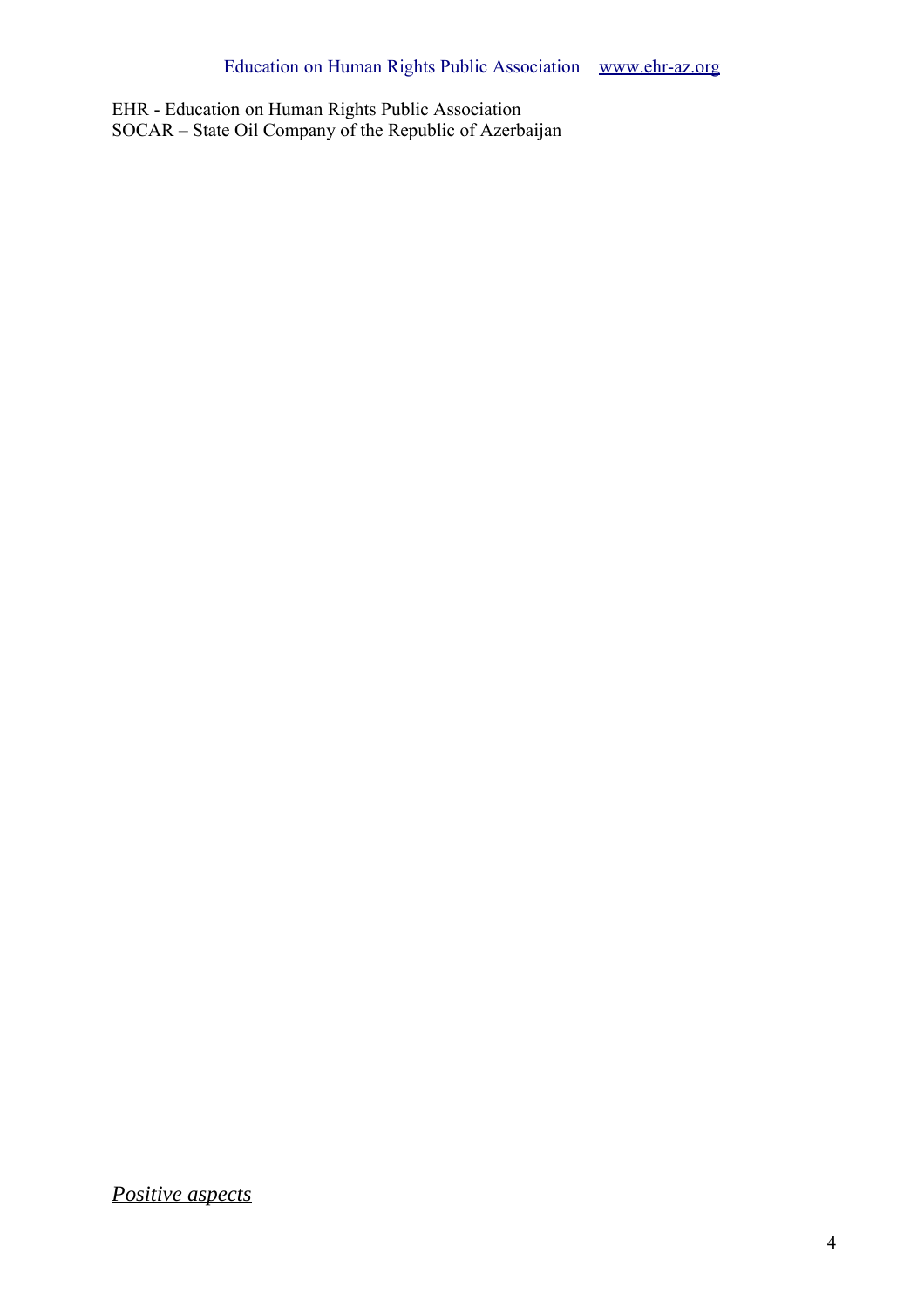EHR - Education on Human Rights Public Association
SOCAR – State Oil Company of the Republic of Azerbaijan

*Positive aspects*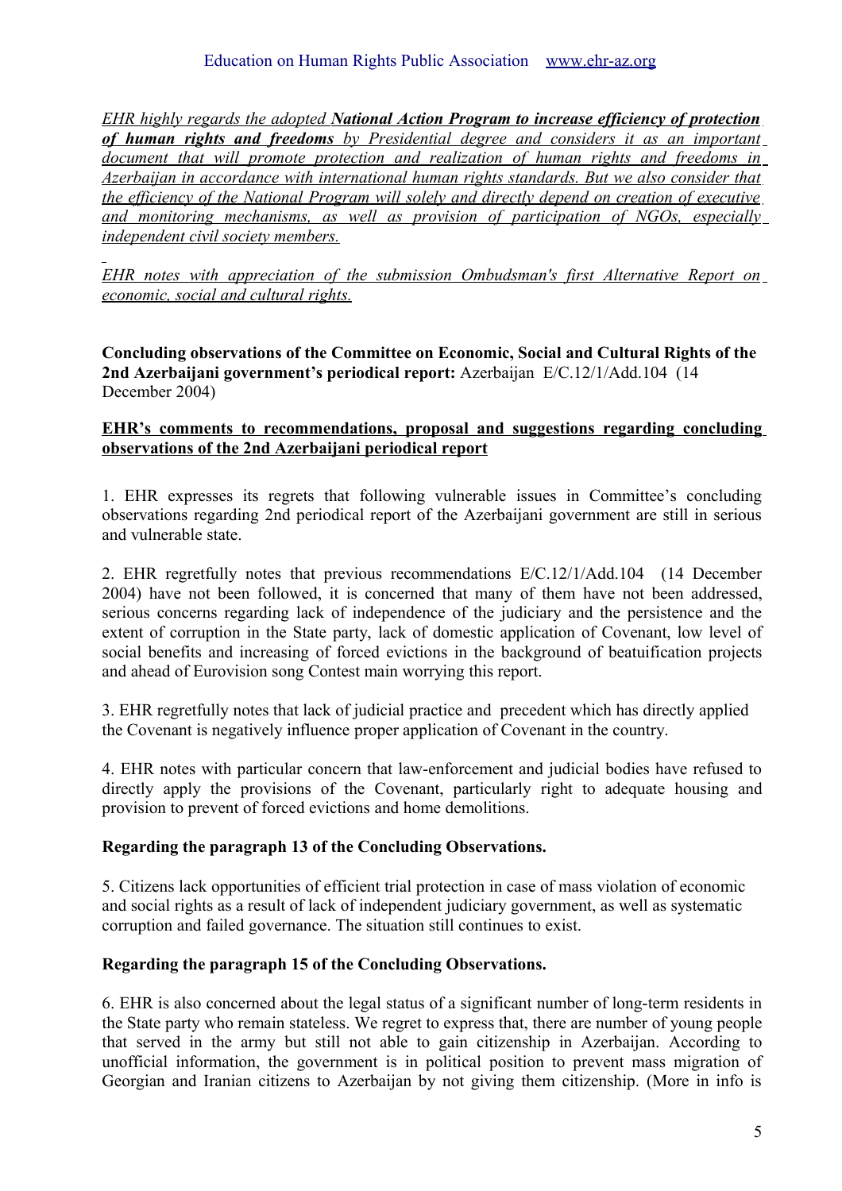*EHR highly regards the adopted **National Action Program to increase efficiency of protection of human rights and freedoms** by Presidential degree and considers it as an important document that will promote protection and realization of human rights and freedoms in Azerbaijan in accordance with international human rights standards. But we also consider that the efficiency of the National Program will solely and directly depend on creation of executive and monitoring mechanisms, as well as provision of participation of NGOs, especially independent civil society members.*

*EHR notes with appreciation of the submission Ombudsman's first Alternative Report on economic, social and cultural rights.*

**Concluding observations of the Committee on Economic, Social and Cultural Rights of the 2nd Azerbaijani government's periodical report:** Azerbaijan E/C.12/1/Add.104 (14 December 2004)

**EHR's comments to recommendations, proposal and suggestions regarding concluding observations of the 2nd Azerbaijani periodical report**

1. EHR expresses its regrets that following vulnerable issues in Committee's concluding observations regarding 2nd periodical report of the Azerbaijani government are still in serious and vulnerable state.

2. EHR regretfully notes that previous recommendations E/C.12/1/Add.104 (14 December 2004) have not been followed, it is concerned that many of them have not been addressed, serious concerns regarding lack of independence of the judiciary and the persistence and the extent of corruption in the State party, lack of domestic application of Covenant, low level of social benefits and increasing of forced evictions in the background of beatuification projects and ahead of Eurovision song Contest main worrying this report.

3. EHR regretfully notes that lack of judicial practice and precedent which has directly applied the Covenant is negatively influence proper application of Covenant in the country.

4. EHR notes with particular concern that law-enforcement and judicial bodies have refused to directly apply the provisions of the Covenant, particularly right to adequate housing and provision to prevent of forced evictions and home demolitions.

**Regarding the paragraph 13 of the Concluding Observations.**

5. Citizens lack opportunities of efficient trial protection in case of mass violation of economic and social rights as a result of lack of independent judiciary government, as well as systematic corruption and failed governance. The situation still continues to exist.

**Regarding the paragraph 15 of the Concluding Observations.**

6. EHR is also concerned about the legal status of a significant number of long-term residents in the State party who remain stateless. We regret to express that, there are number of young people that served in the army but still not able to gain citizenship in Azerbaijan. According to unofficial information, the government is in political position to prevent mass migration of Georgian and Iranian citizens to Azerbaijan by not giving them citizenship. (More in info is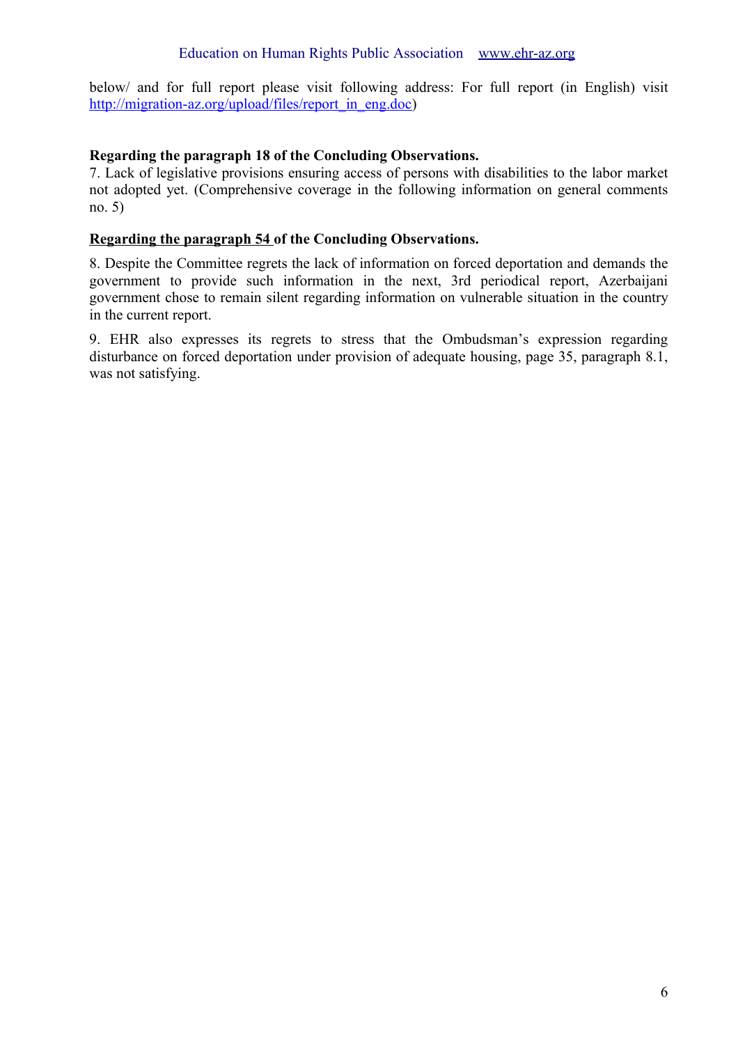below/ and for full report please visit following address: For full report (in English) visit http://migration-az.org/upload/files/report_in_eng.doc)

**Regarding the paragraph 18 of the Concluding Observations.**

7. Lack of legislative provisions ensuring access of persons with disabilities to the labor market not adopted yet. (Comprehensive coverage in the following information on general comments no. 5)

**Regarding the paragraph 54 of the Concluding Observations.**

8. Despite the Committee regrets the lack of information on forced deportation and demands the government to provide such information in the next, 3rd periodical report, Azerbaijani government chose to remain silent regarding information on vulnerable situation in the country in the current report.

9. EHR also expresses its regrets to stress that the Ombudsman's expression regarding disturbance on forced deportation under provision of adequate housing, page 35, paragraph 8.1, was not satisfying.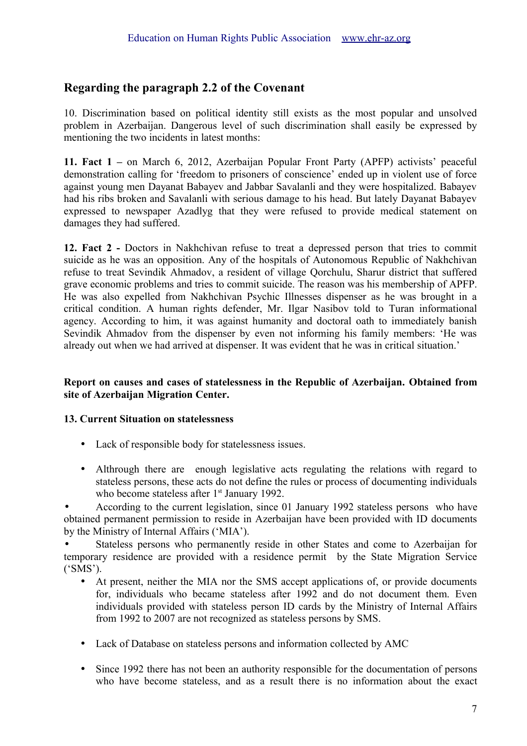## Regarding the paragraph 2.2 of the Covenant

10. Discrimination based on political identity still exists as the most popular and unsolved problem in Azerbaijan. Dangerous level of such discrimination shall easily be expressed by mentioning the two incidents in latest months:

**11. Fact 1 –** on March 6, 2012, Azerbaijan Popular Front Party (APFP) activists' peaceful demonstration calling for 'freedom to prisoners of conscience' ended up in violent use of force against young men Dayanat Babayev and Jabbar Savalanli and they were hospitalized. Babayev had his ribs broken and Savalanli with serious damage to his head. But lately Dayanat Babayev expressed to newspaper Azadlyg that they were refused to provide medical statement on damages they had suffered.

**12. Fact 2 -** Doctors in Nakhchivan refuse to treat a depressed person that tries to commit suicide as he was an opposition. Any of the hospitals of Autonomous Republic of Nakhchivan refuse to treat Sevindik Ahmadov, a resident of village Qorchulu, Sharur district that suffered grave economic problems and tries to commit suicide. The reason was his membership of APFP. He was also expelled from Nakhchivan Psychic Illnesses dispenser as he was brought in a critical condition. A human rights defender, Mr. Ilgar Nasibov told to Turan informational agency. According to him, it was against humanity and doctoral oath to immediately banish Sevindik Ahmadov from the dispenser by even not informing his family members: 'He was already out when we had arrived at dispenser. It was evident that he was in critical situation.'

**Report on causes and cases of statelessness in the Republic of Azerbaijan. Obtained from site of Azerbaijan Migration Center.**

**13. Current Situation on statelessness**

- Lack of responsible body for statelessness issues.
- Althrough there are enough legislative acts regulating the relations with regard to stateless persons, these acts do not define the rules or process of documenting individuals who become stateless after 1st January 1992.
- According to the current legislation, since 01 January 1992 stateless persons who have obtained permanent permission to reside in Azerbaijan have been provided with ID documents by the Ministry of Internal Affairs ('MIA').
- Stateless persons who permanently reside in other States and come to Azerbaijan for temporary residence are provided with a residence permit by the State Migration Service ('SMS').
- At present, neither the MIA nor the SMS accept applications of, or provide documents for, individuals who became stateless after 1992 and do not document them. Even individuals provided with stateless person ID cards by the Ministry of Internal Affairs from 1992 to 2007 are not recognized as stateless persons by SMS.
- Lack of Database on stateless persons and information collected by AMC
- Since 1992 there has not been an authority responsible for the documentation of persons who have become stateless, and as a result there is no information about the exact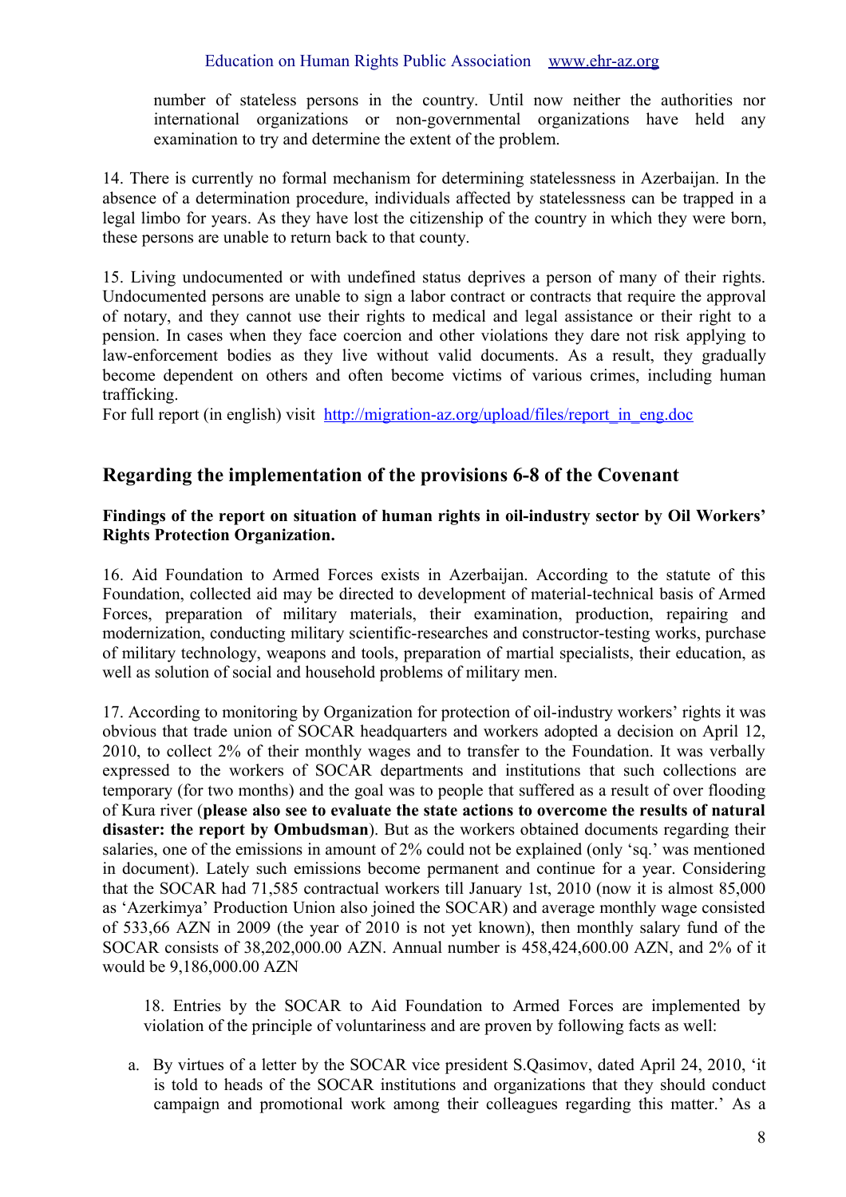number of stateless persons in the country. Until now neither the authorities nor international organizations or non-governmental organizations have held any examination to try and determine the extent of the problem.

14. There is currently no formal mechanism for determining statelessness in Azerbaijan. In the absence of a determination procedure, individuals affected by statelessness can be trapped in a legal limbo for years. As they have lost the citizenship of the country in which they were born, these persons are unable to return back to that county.

15. Living undocumented or with undefined status deprives a person of many of their rights. Undocumented persons are unable to sign a labor contract or contracts that require the approval of notary, and they cannot use their rights to medical and legal assistance or their right to a pension. In cases when they face coercion and other violations they dare not risk applying to law-enforcement bodies as they live without valid documents. As a result, they gradually become dependent on others and often become victims of various crimes, including human trafficking.

For full report (in english) visit [http://migration-az.org/upload/files/report_in_eng.doc](http://migration-az.org/upload/files/report_in_eng.doc)

## Regarding the implementation of the provisions 6-8 of the Covenant

**Findings of the report on situation of human rights in oil-industry sector by Oil Workers' Rights Protection Organization.**

16. Aid Foundation to Armed Forces exists in Azerbaijan. According to the statute of this Foundation, collected aid may be directed to development of material-technical basis of Armed Forces, preparation of military materials, their examination, production, repairing and modernization, conducting military scientific-researches and constructor-testing works, purchase of military technology, weapons and tools, preparation of martial specialists, their education, as well as solution of social and household problems of military men.

17. According to monitoring by Organization for protection of oil-industry workers' rights it was obvious that trade union of SOCAR headquarters and workers adopted a decision on April 12, 2010, to collect 2% of their monthly wages and to transfer to the Foundation. It was verbally expressed to the workers of SOCAR departments and institutions that such collections are temporary (for two months) and the goal was to people that suffered as a result of over flooding of Kura river (**please also see to evaluate the state actions to overcome the results of natural disaster: the report by Ombudsman**). But as the workers obtained documents regarding their salaries, one of the emissions in amount of 2% could not be explained (only 'sq.' was mentioned in document). Lately such emissions become permanent and continue for a year. Considering that the SOCAR had 71,585 contractual workers till January 1st, 2010 (now it is almost 85,000 as 'Azerkimya' Production Union also joined the SOCAR) and average monthly wage consisted of 533,66 AZN in 2009 (the year of 2010 is not yet known), then monthly salary fund of the SOCAR consists of 38,202,000.00 AZN. Annual number is 458,424,600.00 AZN, and 2% of it would be 9,186,000.00 AZN

18. Entries by the SOCAR to Aid Foundation to Armed Forces are implemented by violation of the principle of voluntariness and are proven by following facts as well:

a. By virtues of a letter by the SOCAR vice president S.Qasimov, dated April 24, 2010, 'it is told to heads of the SOCAR institutions and organizations that they should conduct campaign and promotional work among their colleagues regarding this matter.' As a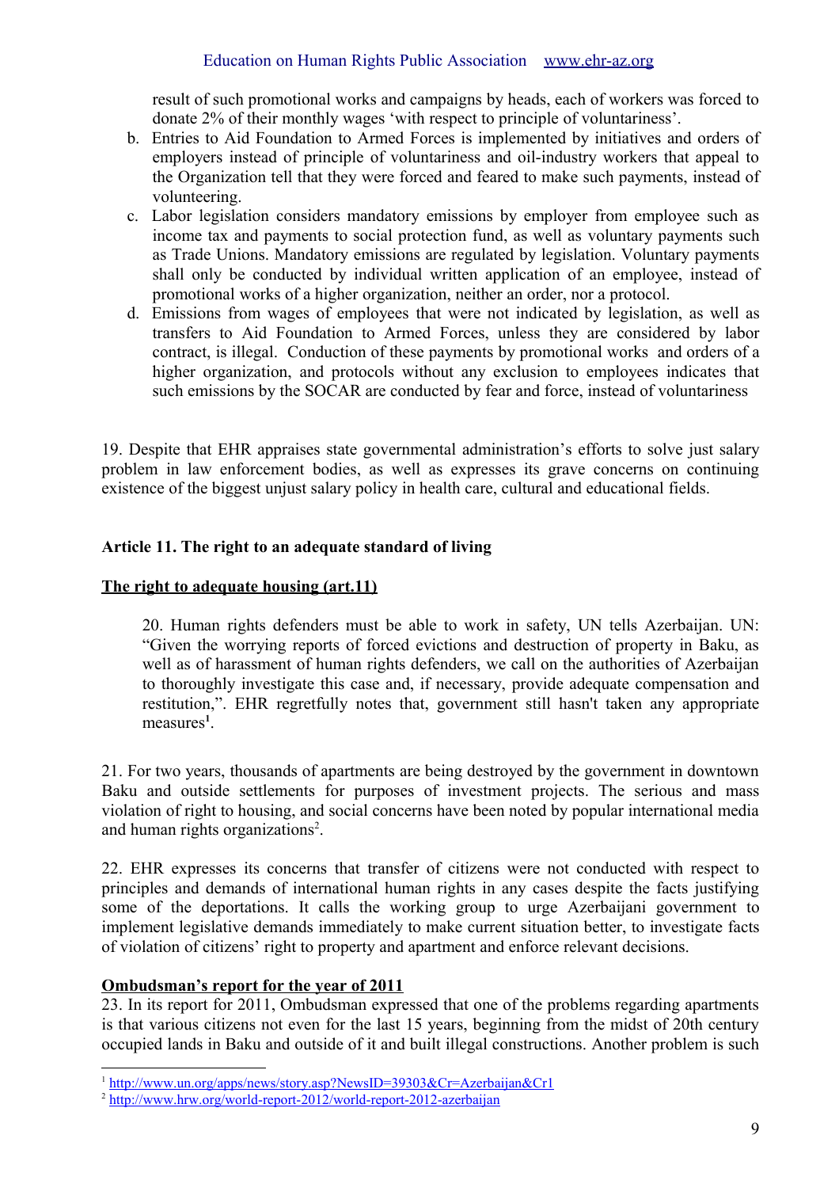result of such promotional works and campaigns by heads, each of workers was forced to donate 2% of their monthly wages 'with respect to principle of voluntariness'.

b. Entries to Aid Foundation to Armed Forces is implemented by initiatives and orders of employers instead of principle of voluntariness and oil-industry workers that appeal to the Organization tell that they were forced and feared to make such payments, instead of volunteering.

c. Labor legislation considers mandatory emissions by employer from employee such as income tax and payments to social protection fund, as well as voluntary payments such as Trade Unions. Mandatory emissions are regulated by legislation. Voluntary payments shall only be conducted by individual written application of an employee, instead of promotional works of a higher organization, neither an order, nor a protocol.

d. Emissions from wages of employees that were not indicated by legislation, as well as transfers to Aid Foundation to Armed Forces, unless they are considered by labor contract, is illegal. Conduction of these payments by promotional works and orders of a higher organization, and protocols without any exclusion to employees indicates that such emissions by the SOCAR are conducted by fear and force, instead of voluntariness

19. Despite that EHR appraises state governmental administration's efforts to solve just salary problem in law enforcement bodies, as well as expresses its grave concerns on continuing existence of the biggest unjust salary policy in health care, cultural and educational fields.

## Article 11. The right to an adequate standard of living

### The right to adequate housing (art.11)

20. Human rights defenders must be able to work in safety, UN tells Azerbaijan. UN: "Given the worrying reports of forced evictions and destruction of property in Baku, as well as of harassment of human rights defenders, we call on the authorities of Azerbaijan to thoroughly investigate this case and, if necessary, provide adequate compensation and restitution,". EHR regretfully notes that, government still hasn't taken any appropriate measures[1].

21. For two years, thousands of apartments are being destroyed by the government in downtown Baku and outside settlements for purposes of investment projects. The serious and mass violation of right to housing, and social concerns have been noted by popular international media and human rights organizations[2].

22. EHR expresses its concerns that transfer of citizens were not conducted with respect to principles and demands of international human rights in any cases despite the facts justifying some of the deportations. It calls the working group to urge Azerbaijani government to implement legislative demands immediately to make current situation better, to investigate facts of violation of citizens' right to property and apartment and enforce relevant decisions.

### Ombudsman's report for the year of 2011

23. In its report for 2011, Ombudsman expressed that one of the problems regarding apartments is that various citizens not even for the last 15 years, beginning from the midst of 20th century occupied lands in Baku and outside of it and built illegal constructions. Another problem is such

---

[1] http://www.un.org/apps/news/story.asp?NewsID=39303&Cr=Azerbaijan&Cr1

[2] http://www.hrw.org/world-report-2012/world-report-2012-azerbaijan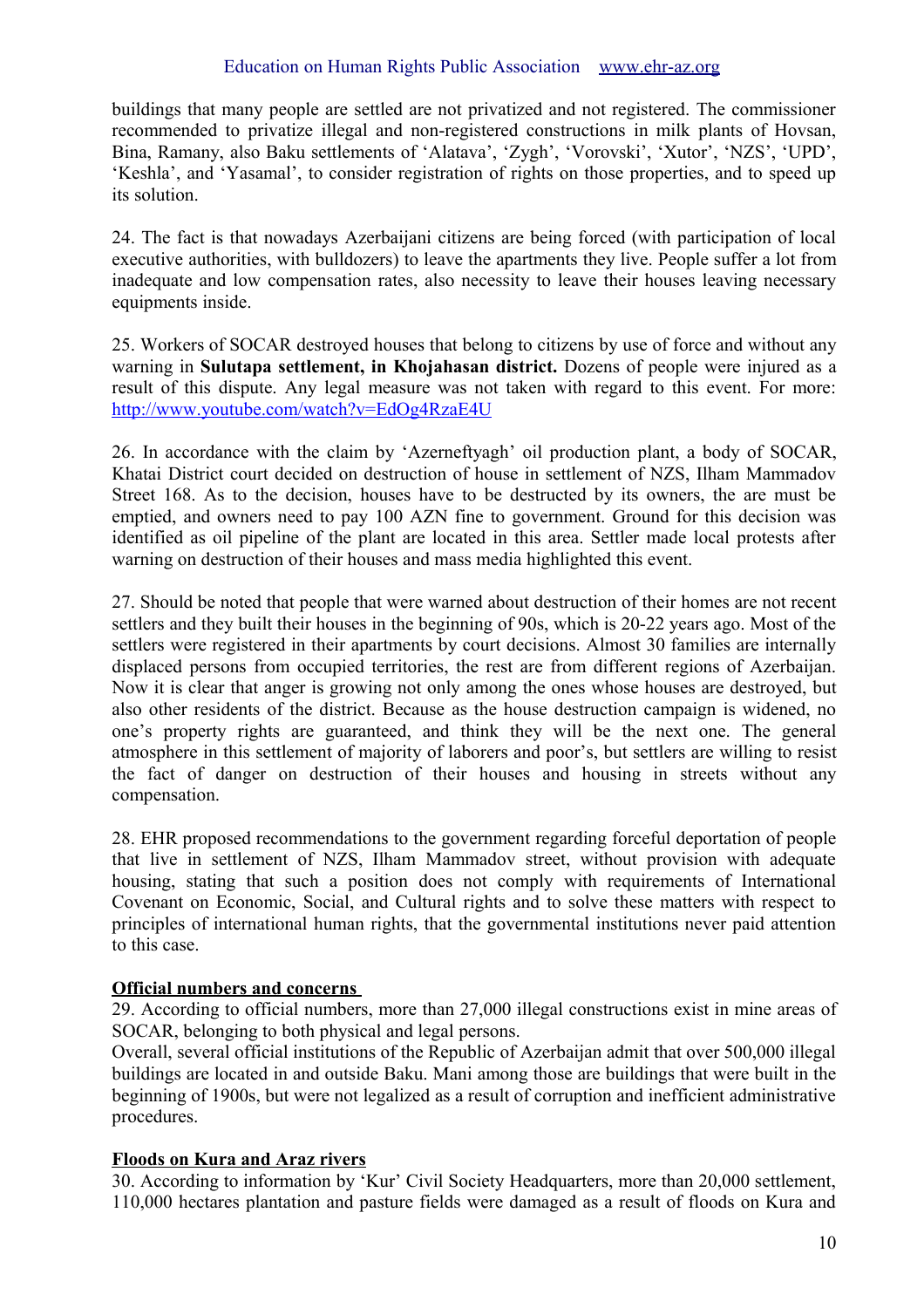buildings that many people are settled are not privatized and not registered. The commissioner recommended to privatize illegal and non-registered constructions in milk plants of Hovsan, Bina, Ramany, also Baku settlements of 'Alatava', 'Zygh', 'Vorovski', 'Xutor', 'NZS', 'UPD', 'Keshla', and 'Yasamal', to consider registration of rights on those properties, and to speed up its solution.

24. The fact is that nowadays Azerbaijani citizens are being forced (with participation of local executive authorities, with bulldozers) to leave the apartments they live. People suffer a lot from inadequate and low compensation rates, also necessity to leave their houses leaving necessary equipments inside.

25. Workers of SOCAR destroyed houses that belong to citizens by use of force and without any warning in **Sulutapa settlement, in Khojahasan district.** Dozens of people were injured as a result of this dispute. Any legal measure was not taken with regard to this event. For more: http://www.youtube.com/watch?v=EdOg4RzaE4U

26. In accordance with the claim by 'Azerneftyagh' oil production plant, a body of SOCAR, Khatai District court decided on destruction of house in settlement of NZS, Ilham Mammadov Street 168. As to the decision, houses have to be destructed by its owners, the are must be emptied, and owners need to pay 100 AZN fine to government. Ground for this decision was identified as oil pipeline of the plant are located in this area. Settler made local protests after warning on destruction of their houses and mass media highlighted this event.

27. Should be noted that people that were warned about destruction of their homes are not recent settlers and they built their houses in the beginning of 90s, which is 20-22 years ago. Most of the settlers were registered in their apartments by court decisions. Almost 30 families are internally displaced persons from occupied territories, the rest are from different regions of Azerbaijan. Now it is clear that anger is growing not only among the ones whose houses are destroyed, but also other residents of the district. Because as the house destruction campaign is widened, no one's property rights are guaranteed, and think they will be the next one. The general atmosphere in this settlement of majority of laborers and poor's, but settlers are willing to resist the fact of danger on destruction of their houses and housing in streets without any compensation.

28. EHR proposed recommendations to the government regarding forceful deportation of people that live in settlement of NZS, Ilham Mammadov street, without provision with adequate housing, stating that such a position does not comply with requirements of International Covenant on Economic, Social, and Cultural rights and to solve these matters with respect to principles of international human rights, that the governmental institutions never paid attention to this case.

**Official numbers and concerns**

29. According to official numbers, more than 27,000 illegal constructions exist in mine areas of SOCAR, belonging to both physical and legal persons.
Overall, several official institutions of the Republic of Azerbaijan admit that over 500,000 illegal buildings are located in and outside Baku. Mani among those are buildings that were built in the beginning of 1900s, but were not legalized as a result of corruption and inefficient administrative procedures.

**Floods on Kura and Araz rivers**

30. According to information by 'Kur' Civil Society Headquarters, more than 20,000 settlement, 110,000 hectares plantation and pasture fields were damaged as a result of floods on Kura and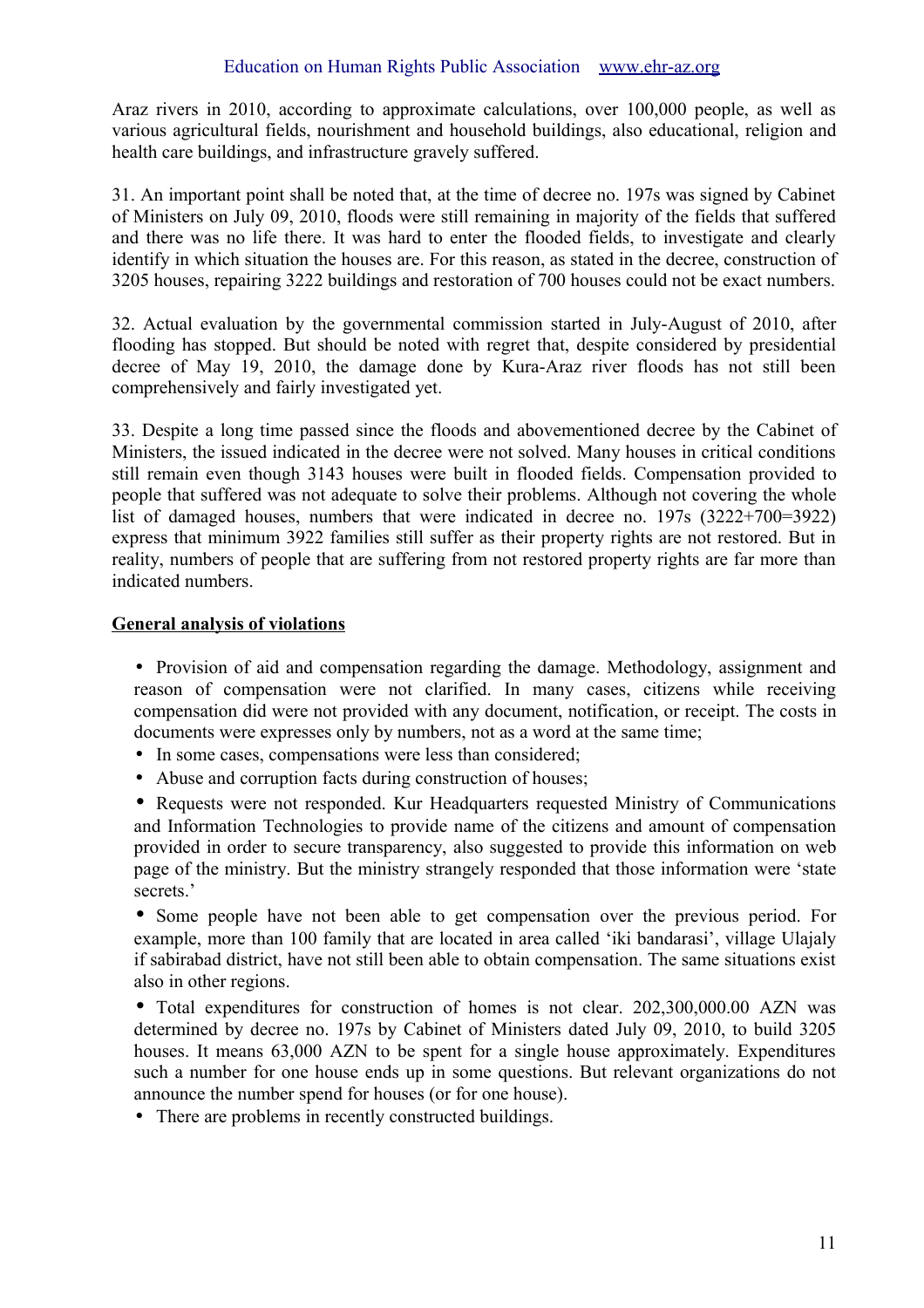Araz rivers in 2010, according to approximate calculations, over 100,000 people, as well as various agricultural fields, nourishment and household buildings, also educational, religion and health care buildings, and infrastructure gravely suffered.

31. An important point shall be noted that, at the time of decree no. 197s was signed by Cabinet of Ministers on July 09, 2010, floods were still remaining in majority of the fields that suffered and there was no life there. It was hard to enter the flooded fields, to investigate and clearly identify in which situation the houses are. For this reason, as stated in the decree, construction of 3205 houses, repairing 3222 buildings and restoration of 700 houses could not be exact numbers.

32. Actual evaluation by the governmental commission started in July-August of 2010, after flooding has stopped. But should be noted with regret that, despite considered by presidential decree of May 19, 2010, the damage done by Kura-Araz river floods has not still been comprehensively and fairly investigated yet.

33. Despite a long time passed since the floods and abovementioned decree by the Cabinet of Ministers, the issued indicated in the decree were not solved. Many houses in critical conditions still remain even though 3143 houses were built in flooded fields. Compensation provided to people that suffered was not adequate to solve their problems. Although not covering the whole list of damaged houses, numbers that were indicated in decree no. 197s (3222+700=3922) express that minimum 3922 families still suffer as their property rights are not restored. But in reality, numbers of people that are suffering from not restored property rights are far more than indicated numbers.

**General analysis of violations**

- Provision of aid and compensation regarding the damage. Methodology, assignment and reason of compensation were not clarified. In many cases, citizens while receiving compensation did were not provided with any document, notification, or receipt. The costs in documents were expresses only by numbers, not as a word at the same time;
- In some cases, compensations were less than considered;
- Abuse and corruption facts during construction of houses;
- Requests were not responded. Kur Headquarters requested Ministry of Communications and Information Technologies to provide name of the citizens and amount of compensation provided in order to secure transparency, also suggested to provide this information on web page of the ministry. But the ministry strangely responded that those information were 'state secrets.'
- Some people have not been able to get compensation over the previous period. For example, more than 100 family that are located in area called 'iki bandarasi', village Ulajaly if sabirabad district, have not still been able to obtain compensation. The same situations exist also in other regions.
- Total expenditures for construction of homes is not clear. 202,300,000.00 AZN was determined by decree no. 197s by Cabinet of Ministers dated July 09, 2010, to build 3205 houses. It means 63,000 AZN to be spent for a single house approximately. Expenditures such a number for one house ends up in some questions. But relevant organizations do not announce the number spend for houses (or for one house).
- There are problems in recently constructed buildings.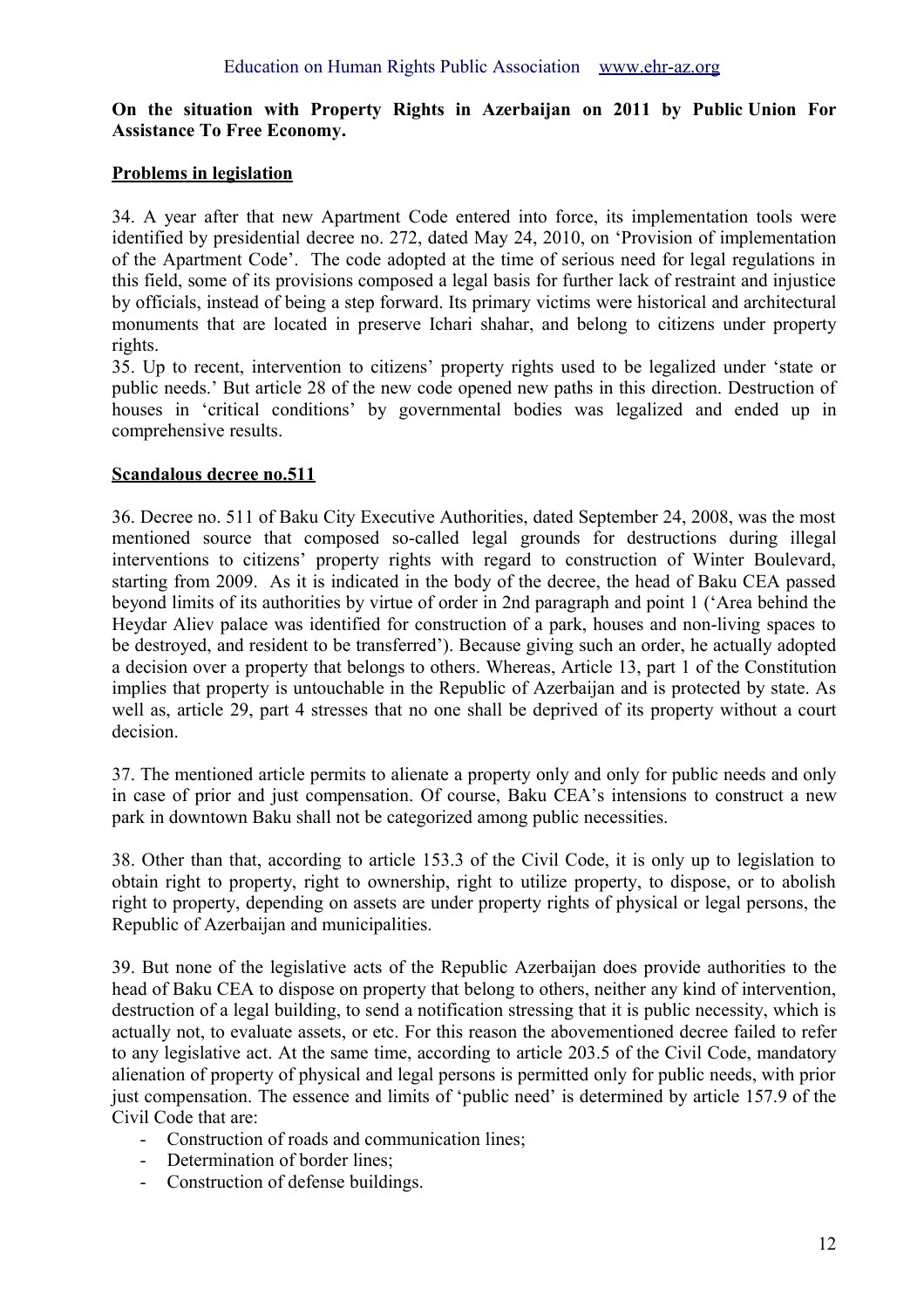**On the situation with Property Rights in Azerbaijan on 2011 by Public Union For Assistance To Free Economy.**

**Problems in legislation**

34. A year after that new Apartment Code entered into force, its implementation tools were identified by presidential decree no. 272, dated May 24, 2010, on 'Provision of implementation of the Apartment Code'. The code adopted at the time of serious need for legal regulations in this field, some of its provisions composed a legal basis for further lack of restraint and injustice by officials, instead of being a step forward. Its primary victims were historical and architectural monuments that are located in preserve Ichari shahar, and belong to citizens under property rights.

35. Up to recent, intervention to citizens' property rights used to be legalized under 'state or public needs.' But article 28 of the new code opened new paths in this direction. Destruction of houses in 'critical conditions' by governmental bodies was legalized and ended up in comprehensive results.

**Scandalous decree no.511**

36. Decree no. 511 of Baku City Executive Authorities, dated September 24, 2008, was the most mentioned source that composed so-called legal grounds for destructions during illegal interventions to citizens' property rights with regard to construction of Winter Boulevard, starting from 2009. As it is indicated in the body of the decree, the head of Baku CEA passed beyond limits of its authorities by virtue of order in 2nd paragraph and point 1 ('Area behind the Heydar Aliev palace was identified for construction of a park, houses and non-living spaces to be destroyed, and resident to be transferred'). Because giving such an order, he actually adopted a decision over a property that belongs to others. Whereas, Article 13, part 1 of the Constitution implies that property is untouchable in the Republic of Azerbaijan and is protected by state. As well as, article 29, part 4 stresses that no one shall be deprived of its property without a court decision.

37. The mentioned article permits to alienate a property only and only for public needs and only in case of prior and just compensation. Of course, Baku CEA's intensions to construct a new park in downtown Baku shall not be categorized among public necessities.

38. Other than that, according to article 153.3 of the Civil Code, it is only up to legislation to obtain right to property, right to ownership, right to utilize property, to dispose, or to abolish right to property, depending on assets are under property rights of physical or legal persons, the Republic of Azerbaijan and municipalities.

39. But none of the legislative acts of the Republic Azerbaijan does provide authorities to the head of Baku CEA to dispose on property that belong to others, neither any kind of intervention, destruction of a legal building, to send a notification stressing that it is public necessity, which is actually not, to evaluate assets, or etc. For this reason the abovementioned decree failed to refer to any legislative act. At the same time, according to article 203.5 of the Civil Code, mandatory alienation of property of physical and legal persons is permitted only for public needs, with prior just compensation. The essence and limits of 'public need' is determined by article 157.9 of the Civil Code that are:

- Construction of roads and communication lines;
- Determination of border lines;
- Construction of defense buildings.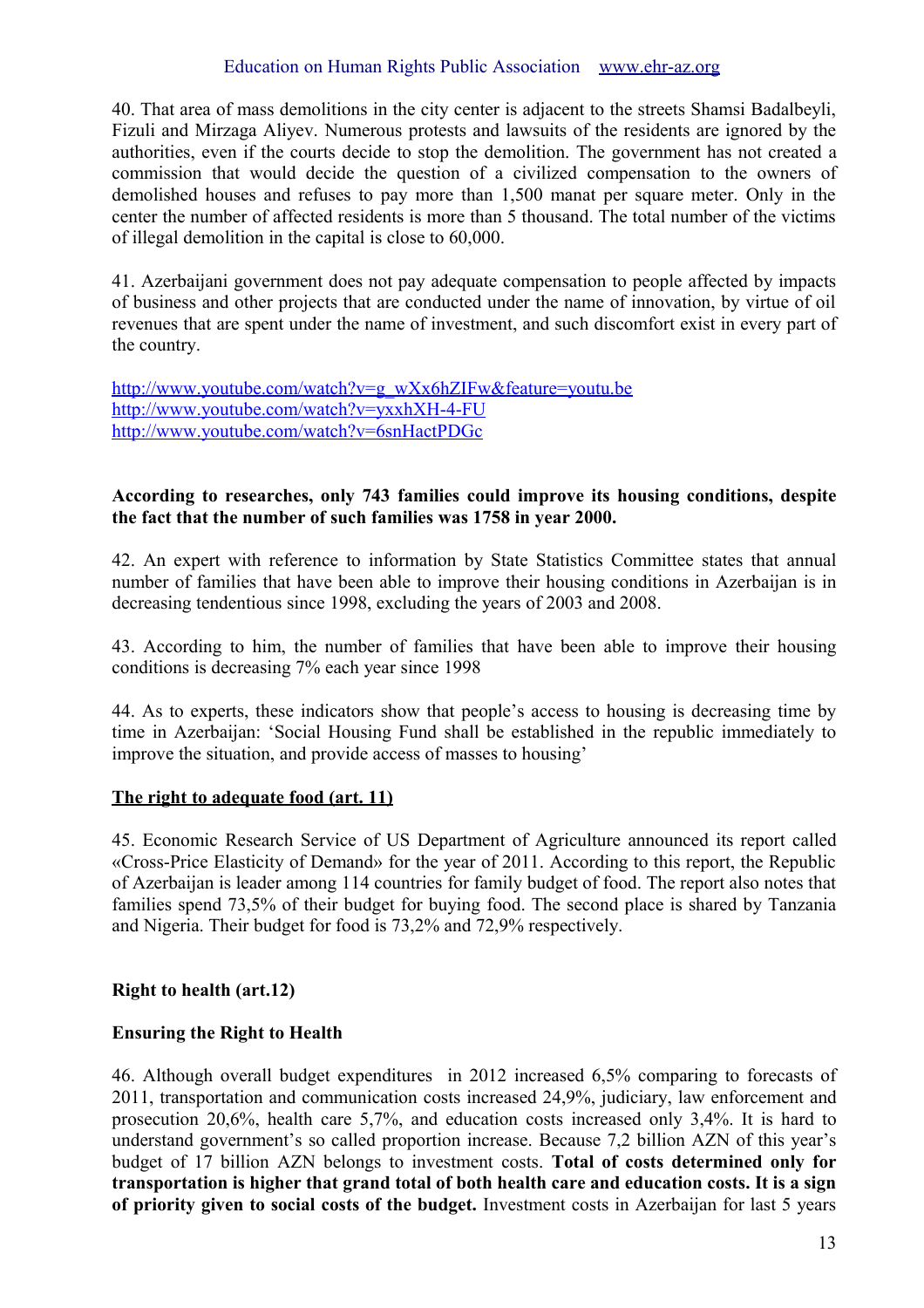40. That area of mass demolitions in the city center is adjacent to the streets Shamsi Badalbeyli, Fizuli and Mirzaga Aliyev. Numerous protests and lawsuits of the residents are ignored by the authorities, even if the courts decide to stop the demolition. The government has not created a commission that would decide the question of a civilized compensation to the owners of demolished houses and refuses to pay more than 1,500 manat per square meter. Only in the center the number of affected residents is more than 5 thousand. The total number of the victims of illegal demolition in the capital is close to 60,000.

41. Azerbaijani government does not pay adequate compensation to people affected by impacts of business and other projects that are conducted under the name of innovation, by virtue of oil revenues that are spent under the name of investment, and such discomfort exist in every part of the country.

http://www.youtube.com/watch?v=g_wXx6hZIFw&feature=youtu.be
http://www.youtube.com/watch?v=yxxhXH-4-FU
http://www.youtube.com/watch?v=6snHactPDGc

**According to researches, only 743 families could improve its housing conditions, despite the fact that the number of such families was 1758 in year 2000.**

42. An expert with reference to information by State Statistics Committee states that annual number of families that have been able to improve their housing conditions in Azerbaijan is in decreasing tendentious since 1998, excluding the years of 2003 and 2008.

43. According to him, the number of families that have been able to improve their housing conditions is decreasing 7% each year since 1998

44. As to experts, these indicators show that people's access to housing is decreasing time by time in Azerbaijan: 'Social Housing Fund shall be established in the republic immediately to improve the situation, and provide access of masses to housing'

**The right to adequate food (art. 11)**

45. Economic Research Service of US Department of Agriculture announced its report called «Cross-Price Elasticity of Demand» for the year of 2011. According to this report, the Republic of Azerbaijan is leader among 114 countries for family budget of food. The report also notes that families spend 73,5% of their budget for buying food. The second place is shared by Tanzania and Nigeria. Their budget for food is 73,2% and 72,9% respectively.

**Right to health (art.12)**

**Ensuring the Right to Health**

46. Although overall budget expenditures in 2012 increased 6,5% comparing to forecasts of 2011, transportation and communication costs increased 24,9%, judiciary, law enforcement and prosecution 20,6%, health care 5,7%, and education costs increased only 3,4%. It is hard to understand government's so called proportion increase. Because 7,2 billion AZN of this year's budget of 17 billion AZN belongs to investment costs. **Total of costs determined only for transportation is higher that grand total of both health care and education costs. It is a sign of priority given to social costs of the budget.** Investment costs in Azerbaijan for last 5 years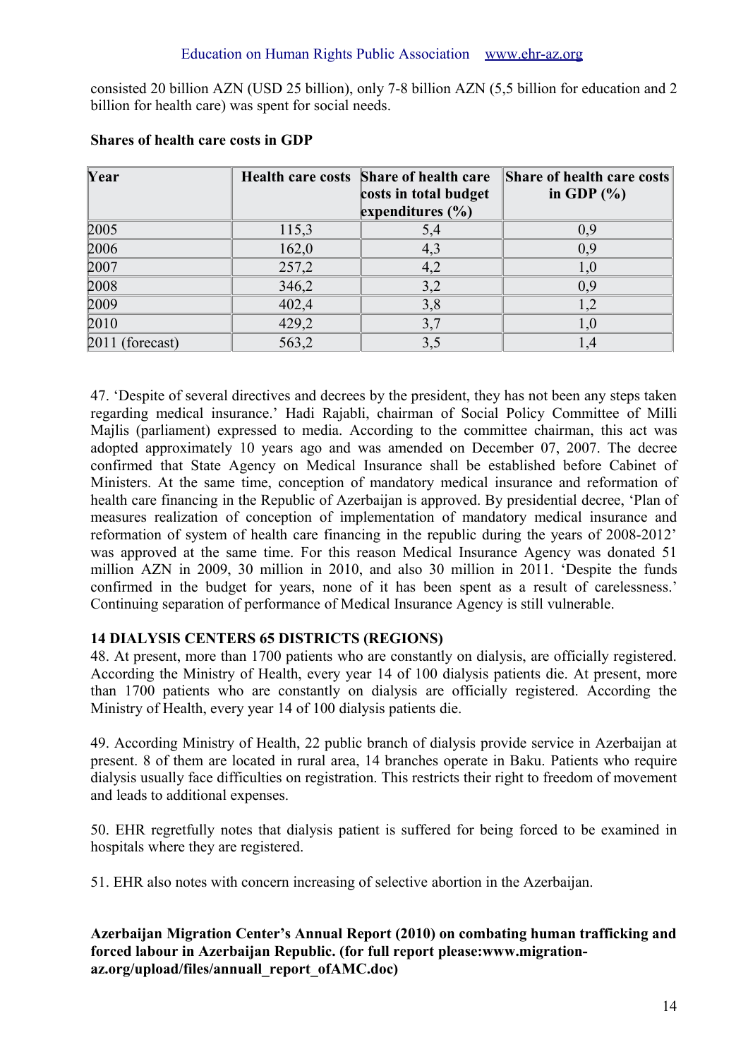consisted 20 billion AZN (USD 25 billion), only 7-8 billion AZN (5,5 billion for education and 2 billion for health care) was spent for social needs.

**Shares of health care costs in GDP**

| Year | Health care costs | Share of health care costs in total budget expenditures (%) | Share of health care costs in GDP (%) |
|---|---|---|---|
| 2005 | 115,3 | 5,4 | 0,9 |
| 2006 | 162,0 | 4,3 | 0,9 |
| 2007 | 257,2 | 4,2 | 1,0 |
| 2008 | 346,2 | 3,2 | 0,9 |
| 2009 | 402,4 | 3,8 | 1,2 |
| 2010 | 429,2 | 3,7 | 1,0 |
| 2011 (forecast) | 563,2 | 3,5 | 1,4 |

47. 'Despite of several directives and decrees by the president, they has not been any steps taken regarding medical insurance.' Hadi Rajabli, chairman of Social Policy Committee of Milli Majlis (parliament) expressed to media. According to the committee chairman, this act was adopted approximately 10 years ago and was amended on December 07, 2007. The decree confirmed that State Agency on Medical Insurance shall be established before Cabinet of Ministers. At the same time, conception of mandatory medical insurance and reformation of health care financing in the Republic of Azerbaijan is approved. By presidential decree, 'Plan of measures realization of conception of implementation of mandatory medical insurance and reformation of system of health care financing in the republic during the years of 2008-2012' was approved at the same time. For this reason Medical Insurance Agency was donated 51 million AZN in 2009, 30 million in 2010, and also 30 million in 2011. 'Despite the funds confirmed in the budget for years, none of it has been spent as a result of carelessness.' Continuing separation of performance of Medical Insurance Agency is still vulnerable.

**14 DIALYSIS CENTERS 65 DISTRICTS (REGIONS)**

48. At present, more than 1700 patients who are constantly on dialysis, are officially registered. According the Ministry of Health, every year 14 of 100 dialysis patients die. At present, more than 1700 patients who are constantly on dialysis are officially registered. According the Ministry of Health, every year 14 of 100 dialysis patients die.

49. According Ministry of Health, 22 public branch of dialysis provide service in Azerbaijan at present. 8 of them are located in rural area, 14 branches operate in Baku. Patients who require dialysis usually face difficulties on registration. This restricts their right to freedom of movement and leads to additional expenses.

50. EHR regretfully notes that dialysis patient is suffered for being forced to be examined in hospitals where they are registered.

51. EHR also notes with concern increasing of selective abortion in the Azerbaijan.

**Azerbaijan Migration Center's Annual Report (2010) on combating human trafficking and forced labour in Azerbaijan Republic. (for full report please:www.migration-az.org/upload/files/annuall_report_ofAMC.doc)**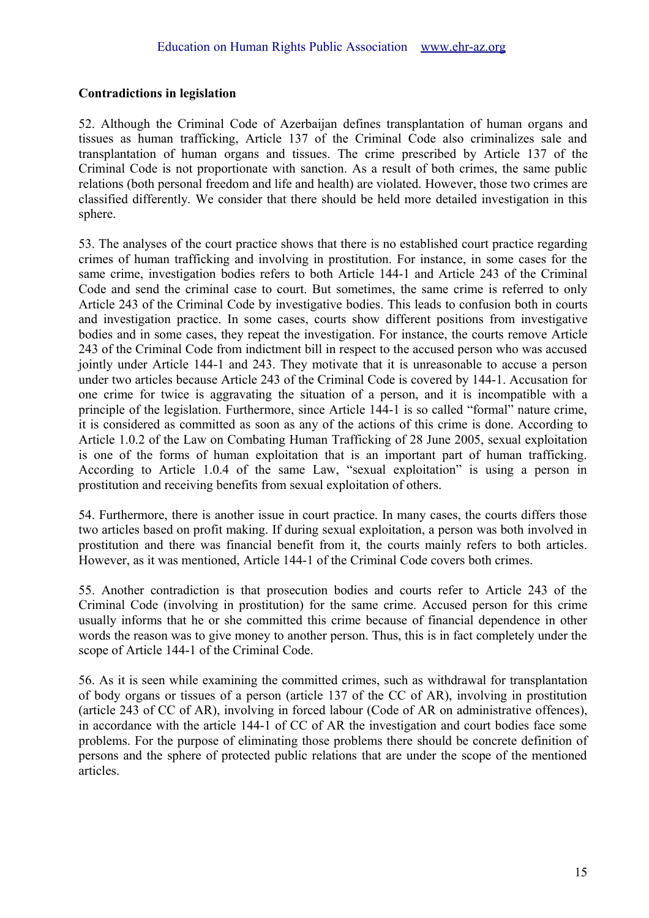**Contradictions in legislation**

52. Although the Criminal Code of Azerbaijan defines transplantation of human organs and tissues as human trafficking, Article 137 of the Criminal Code also criminalizes sale and transplantation of human organs and tissues. The crime prescribed by Article 137 of the Criminal Code is not proportionate with sanction. As a result of both crimes, the same public relations (both personal freedom and life and health) are violated. However, those two crimes are classified differently. We consider that there should be held more detailed investigation in this sphere.

53. The analyses of the court practice shows that there is no established court practice regarding crimes of human trafficking and involving in prostitution. For instance, in some cases for the same crime, investigation bodies refers to both Article 144-1 and Article 243 of the Criminal Code and send the criminal case to court. But sometimes, the same crime is referred to only Article 243 of the Criminal Code by investigative bodies. This leads to confusion both in courts and investigation practice. In some cases, courts show different positions from investigative bodies and in some cases, they repeat the investigation. For instance, the courts remove Article 243 of the Criminal Code from indictment bill in respect to the accused person who was accused jointly under Article 144-1 and 243. They motivate that it is unreasonable to accuse a person under two articles because Article 243 of the Criminal Code is covered by 144-1. Accusation for one crime for twice is aggravating the situation of a person, and it is incompatible with a principle of the legislation. Furthermore, since Article 144-1 is so called "formal" nature crime, it is considered as committed as soon as any of the actions of this crime is done. According to Article 1.0.2 of the Law on Combating Human Trafficking of 28 June 2005, sexual exploitation is one of the forms of human exploitation that is an important part of human trafficking. According to Article 1.0.4 of the same Law, "sexual exploitation" is using a person in prostitution and receiving benefits from sexual exploitation of others.

54. Furthermore, there is another issue in court practice. In many cases, the courts differs those two articles based on profit making. If during sexual exploitation, a person was both involved in prostitution and there was financial benefit from it, the courts mainly refers to both articles. However, as it was mentioned, Article 144-1 of the Criminal Code covers both crimes.

55. Another contradiction is that prosecution bodies and courts refer to Article 243 of the Criminal Code (involving in prostitution) for the same crime. Accused person for this crime usually informs that he or she committed this crime because of financial dependence in other words the reason was to give money to another person. Thus, this is in fact completely under the scope of Article 144-1 of the Criminal Code.

56. As it is seen while examining the committed crimes, such as withdrawal for transplantation of body organs or tissues of a person (article 137 of the CC of AR), involving in prostitution (article 243 of CC of AR), involving in forced labour (Code of AR on administrative offences), in accordance with the article 144-1 of CC of AR the investigation and court bodies face some problems. For the purpose of eliminating those problems there should be concrete definition of persons and the sphere of protected public relations that are under the scope of the mentioned articles.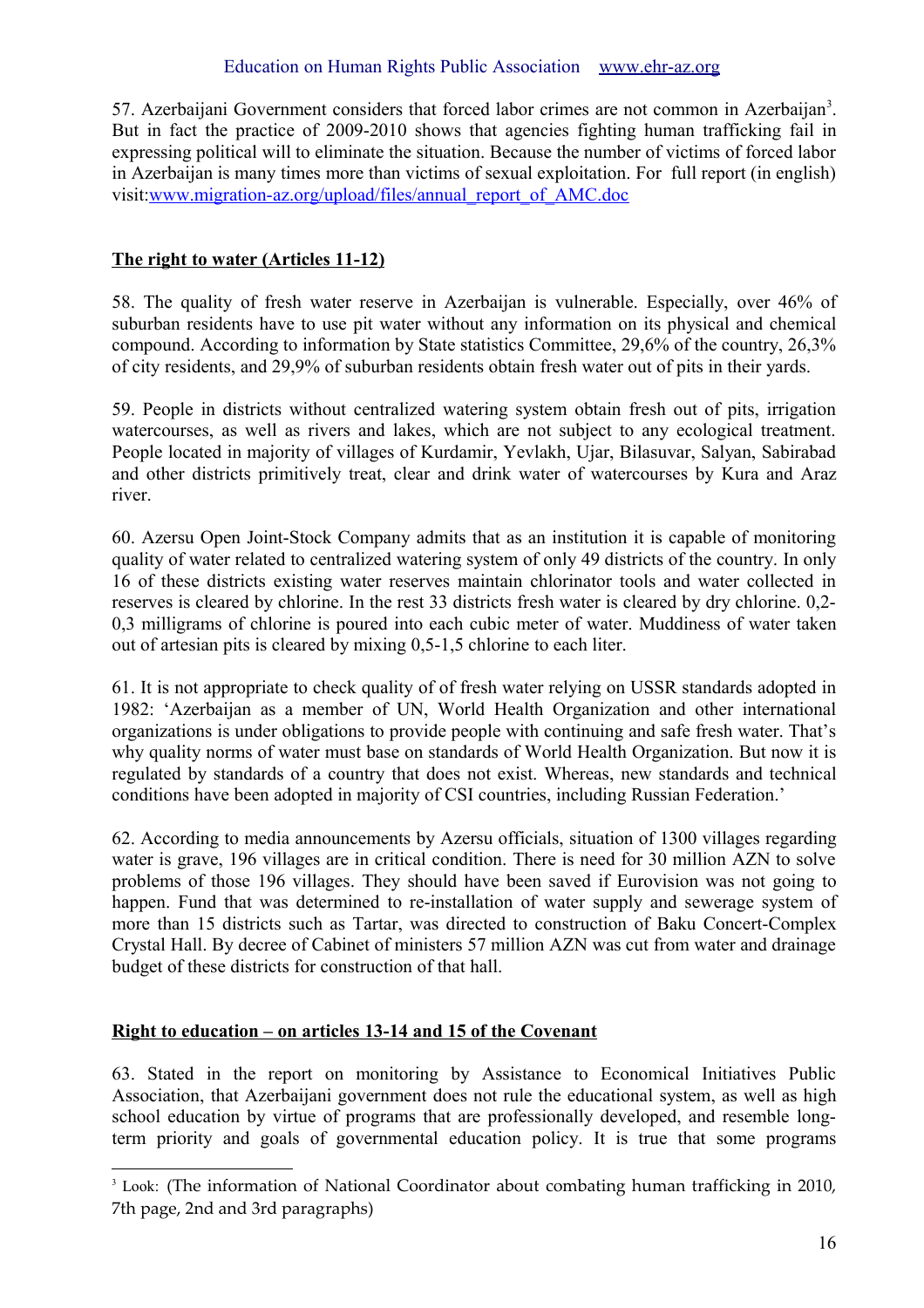57. Azerbaijani Government considers that forced labor crimes are not common in Azerbaijan[3]. But in fact the practice of 2009-2010 shows that agencies fighting human trafficking fail in expressing political will to eliminate the situation. Because the number of victims of forced labor in Azerbaijan is many times more than victims of sexual exploitation. For full report (in english) visit:www.migration-az.org/upload/files/annual_report_of_AMC.doc

**The right to water (Articles 11-12)**

58. The quality of fresh water reserve in Azerbaijan is vulnerable. Especially, over 46% of suburban residents have to use pit water without any information on its physical and chemical compound. According to information by State statistics Committee, 29,6% of the country, 26,3% of city residents, and 29,9% of suburban residents obtain fresh water out of pits in their yards.

59. People in districts without centralized watering system obtain fresh out of pits, irrigation watercourses, as well as rivers and lakes, which are not subject to any ecological treatment. People located in majority of villages of Kurdamir, Yevlakh, Ujar, Bilasuvar, Salyan, Sabirabad and other districts primitively treat, clear and drink water of watercourses by Kura and Araz river.

60. Azersu Open Joint-Stock Company admits that as an institution it is capable of monitoring quality of water related to centralized watering system of only 49 districts of the country. In only 16 of these districts existing water reserves maintain chlorinator tools and water collected in reserves is cleared by chlorine. In the rest 33 districts fresh water is cleared by dry chlorine. 0,2-0,3 milligrams of chlorine is poured into each cubic meter of water. Muddiness of water taken out of artesian pits is cleared by mixing 0,5-1,5 chlorine to each liter.

61. It is not appropriate to check quality of of fresh water relying on USSR standards adopted in 1982: 'Azerbaijan as a member of UN, World Health Organization and other international organizations is under obligations to provide people with continuing and safe fresh water. That's why quality norms of water must base on standards of World Health Organization. But now it is regulated by standards of a country that does not exist. Whereas, new standards and technical conditions have been adopted in majority of CSI countries, including Russian Federation.'

62. According to media announcements by Azersu officials, situation of 1300 villages regarding water is grave, 196 villages are in critical condition. There is need for 30 million AZN to solve problems of those 196 villages. They should have been saved if Eurovision was not going to happen. Fund that was determined to re-installation of water supply and sewerage system of more than 15 districts such as Tartar, was directed to construction of Baku Concert-Complex Crystal Hall. By decree of Cabinet of ministers 57 million AZN was cut from water and drainage budget of these districts for construction of that hall.

**Right to education – on articles 13-14 and 15 of the Covenant**

63. Stated in the report on monitoring by Assistance to Economical Initiatives Public Association, that Azerbaijani government does not rule the educational system, as well as high school education by virtue of programs that are professionally developed, and resemble long-term priority and goals of governmental education policy. It is true that some programs

[3] Look: (The information of National Coordinator about combating human trafficking in 2010, 7th page, 2nd and 3rd paragraphs)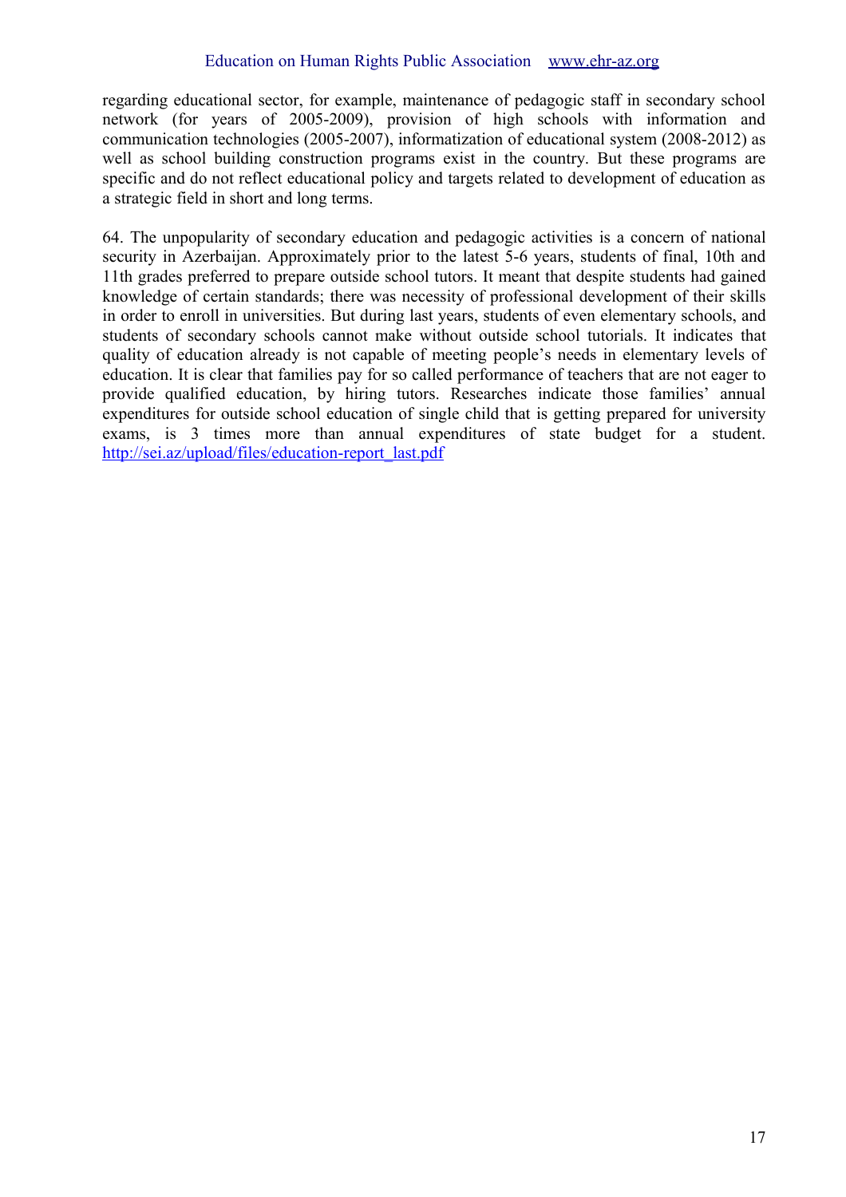regarding educational sector, for example, maintenance of pedagogic staff in secondary school network (for years of 2005-2009), provision of high schools with information and communication technologies (2005-2007), informatization of educational system (2008-2012) as well as school building construction programs exist in the country. But these programs are specific and do not reflect educational policy and targets related to development of education as a strategic field in short and long terms.

64. The unpopularity of secondary education and pedagogic activities is a concern of national security in Azerbaijan. Approximately prior to the latest 5-6 years, students of final, 10th and 11th grades preferred to prepare outside school tutors. It meant that despite students had gained knowledge of certain standards; there was necessity of professional development of their skills in order to enroll in universities. But during last years, students of even elementary schools, and students of secondary schools cannot make without outside school tutorials. It indicates that quality of education already is not capable of meeting people's needs in elementary levels of education. It is clear that families pay for so called performance of teachers that are not eager to provide qualified education, by hiring tutors. Researches indicate those families' annual expenditures for outside school education of single child that is getting prepared for university exams, is 3 times more than annual expenditures of state budget for a student. http://sei.az/upload/files/education-report_last.pdf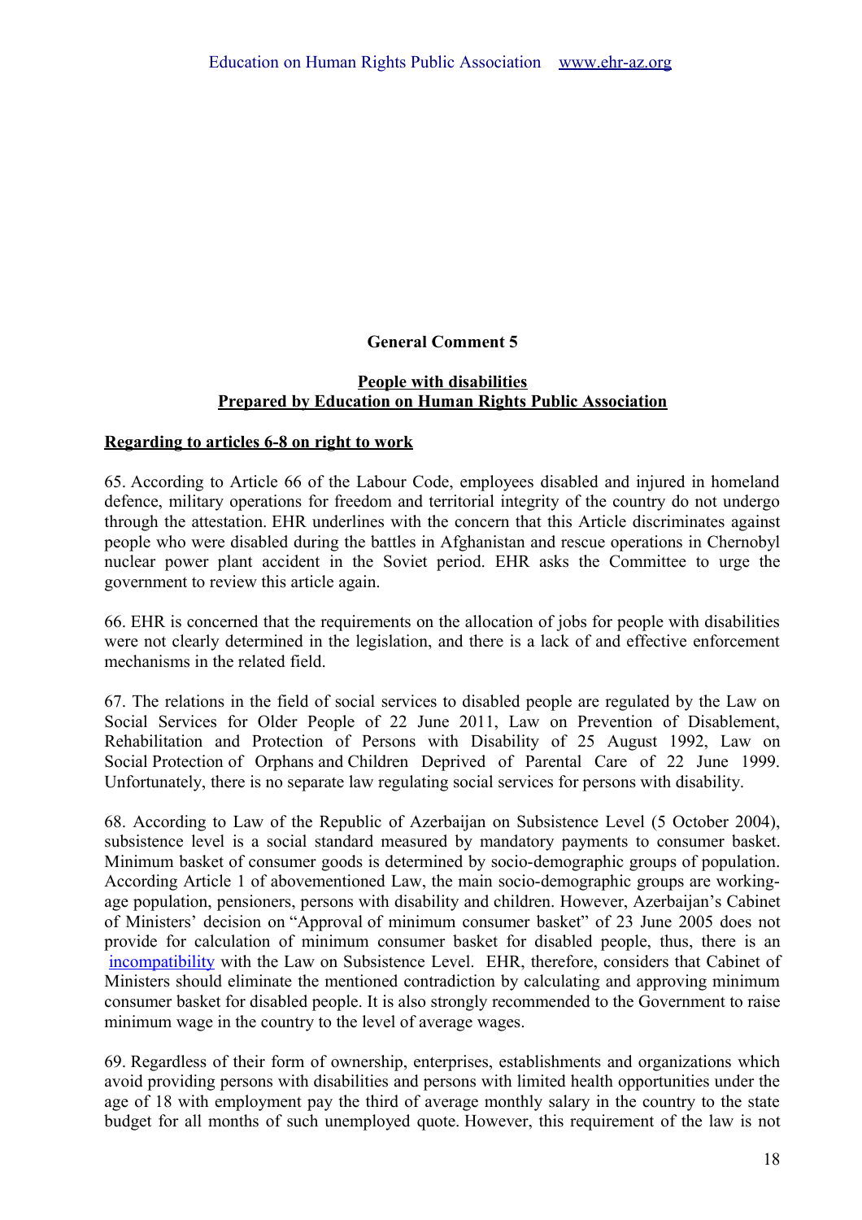## General Comment 5

### People with disabilities
### Prepared by Education on Human Rights Public Association

**Regarding to articles 6-8 on right to work**

65. According to Article 66 of the Labour Code, employees disabled and injured in homeland defence, military operations for freedom and territorial integrity of the country do not undergo through the attestation. EHR underlines with the concern that this Article discriminates against people who were disabled during the battles in Afghanistan and rescue operations in Chernobyl nuclear power plant accident in the Soviet period. EHR asks the Committee to urge the government to review this article again.

66. EHR is concerned that the requirements on the allocation of jobs for people with disabilities were not clearly determined in the legislation, and there is a lack of and effective enforcement mechanisms in the related field.

67. The relations in the field of social services to disabled people are regulated by the Law on Social Services for Older People of 22 June 2011, Law on Prevention of Disablement, Rehabilitation and Protection of Persons with Disability of 25 August 1992, Law on Social Protection of Orphans and Children Deprived of Parental Care of 22 June 1999. Unfortunately, there is no separate law regulating social services for persons with disability.

68. According to Law of the Republic of Azerbaijan on Subsistence Level (5 October 2004), subsistence level is a social standard measured by mandatory payments to consumer basket. Minimum basket of consumer goods is determined by socio-demographic groups of population. According Article 1 of abovementioned Law, the main socio-demographic groups are working-age population, pensioners, persons with disability and children. However, Azerbaijan's Cabinet of Ministers' decision on "Approval of minimum consumer basket" of 23 June 2005 does not provide for calculation of minimum consumer basket for disabled people, thus, there is an incompatibility with the Law on Subsistence Level. EHR, therefore, considers that Cabinet of Ministers should eliminate the mentioned contradiction by calculating and approving minimum consumer basket for disabled people. It is also strongly recommended to the Government to raise minimum wage in the country to the level of average wages.

69. Regardless of their form of ownership, enterprises, establishments and organizations which avoid providing persons with disabilities and persons with limited health opportunities under the age of 18 with employment pay the third of average monthly salary in the country to the state budget for all months of such unemployed quote. However, this requirement of the law is not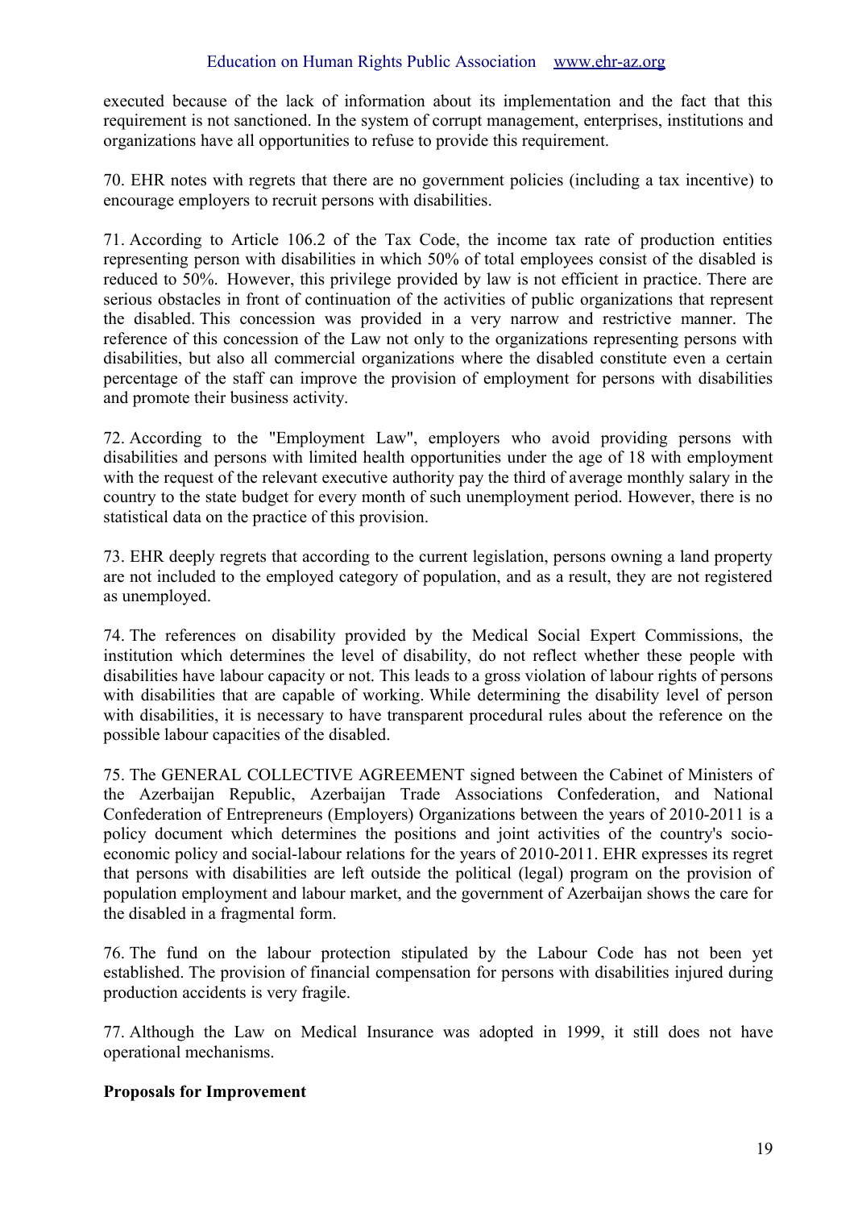executed because of the lack of information about its implementation and the fact that this requirement is not sanctioned. In the system of corrupt management, enterprises, institutions and organizations have all opportunities to refuse to provide this requirement.

70. EHR notes with regrets that there are no government policies (including a tax incentive) to encourage employers to recruit persons with disabilities.

71. According to Article 106.2 of the Tax Code, the income tax rate of production entities representing person with disabilities in which 50% of total employees consist of the disabled is reduced to 50%. However, this privilege provided by law is not efficient in practice. There are serious obstacles in front of continuation of the activities of public organizations that represent the disabled. This concession was provided in a very narrow and restrictive manner. The reference of this concession of the Law not only to the organizations representing persons with disabilities, but also all commercial organizations where the disabled constitute even a certain percentage of the staff can improve the provision of employment for persons with disabilities and promote their business activity.

72. According to the "Employment Law", employers who avoid providing persons with disabilities and persons with limited health opportunities under the age of 18 with employment with the request of the relevant executive authority pay the third of average monthly salary in the country to the state budget for every month of such unemployment period. However, there is no statistical data on the practice of this provision.

73. EHR deeply regrets that according to the current legislation, persons owning a land property are not included to the employed category of population, and as a result, they are not registered as unemployed.

74. The references on disability provided by the Medical Social Expert Commissions, the institution which determines the level of disability, do not reflect whether these people with disabilities have labour capacity or not. This leads to a gross violation of labour rights of persons with disabilities that are capable of working. While determining the disability level of person with disabilities, it is necessary to have transparent procedural rules about the reference on the possible labour capacities of the disabled.

75. The GENERAL COLLECTIVE AGREEMENT signed between the Cabinet of Ministers of the Azerbaijan Republic, Azerbaijan Trade Associations Confederation, and National Confederation of Entrepreneurs (Employers) Organizations between the years of 2010-2011 is a policy document which determines the positions and joint activities of the country's socio-economic policy and social-labour relations for the years of 2010-2011. EHR expresses its regret that persons with disabilities are left outside the political (legal) program on the provision of population employment and labour market, and the government of Azerbaijan shows the care for the disabled in a fragmental form.

76. The fund on the labour protection stipulated by the Labour Code has not been yet established. The provision of financial compensation for persons with disabilities injured during production accidents is very fragile.

77. Although the Law on Medical Insurance was adopted in 1999, it still does not have operational mechanisms.

**Proposals for Improvement**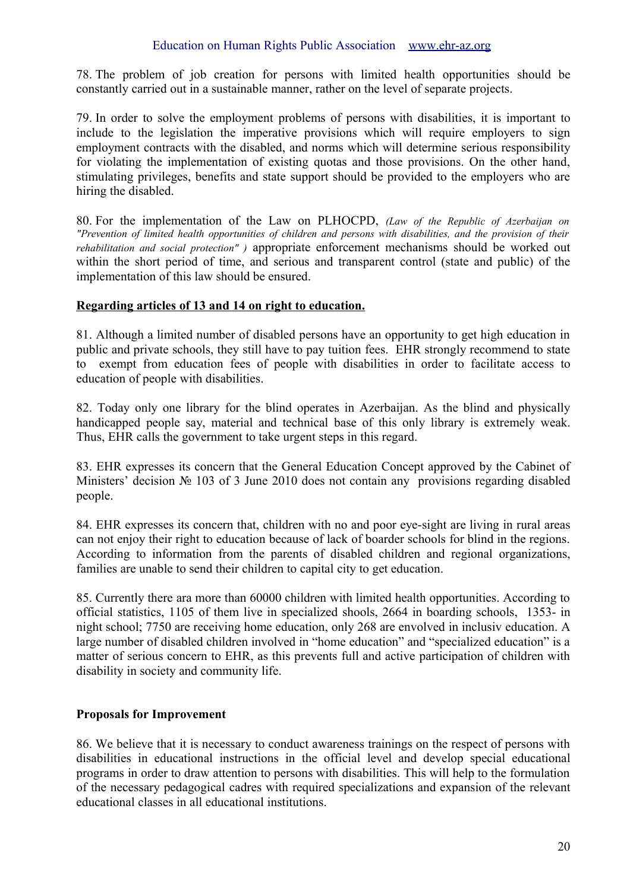78. The problem of job creation for persons with limited health opportunities should be constantly carried out in a sustainable manner, rather on the level of separate projects.

79. In order to solve the employment problems of persons with disabilities, it is important to include to the legislation the imperative provisions which will require employers to sign employment contracts with the disabled, and norms which will determine serious responsibility for violating the implementation of existing quotas and those provisions. On the other hand, stimulating privileges, benefits and state support should be provided to the employers who are hiring the disabled.

80. For the implementation of the Law on PLHOCPD, *(Law of the Republic of Azerbaijan on "Prevention of limited health opportunities of children and persons with disabilities, and the provision of their rehabilitation and social protection" )* appropriate enforcement mechanisms should be worked out within the short period of time, and serious and transparent control (state and public) of the implementation of this law should be ensured.

**Regarding articles of 13 and 14 on right to education.**

81. Although a limited number of disabled persons have an opportunity to get high education in public and private schools, they still have to pay tuition fees. EHR strongly recommend to state to exempt from education fees of people with disabilities in order to facilitate access to education of people with disabilities.

82. Today only one library for the blind operates in Azerbaijan. As the blind and physically handicapped people say, material and technical base of this only library is extremely weak. Thus, EHR calls the government to take urgent steps in this regard.

83. EHR expresses its concern that the General Education Concept approved by the Cabinet of Ministers' decision № 103 of 3 June 2010 does not contain any provisions regarding disabled people.

84. EHR expresses its concern that, children with no and poor eye-sight are living in rural areas can not enjoy their right to education because of lack of boarder schools for blind in the regions. According to information from the parents of disabled children and regional organizations, families are unable to send their children to capital city to get education.

85. Currently there ara more than 60000 children with limited health opportunities. According to official statistics, 1105 of them live in specialized shools, 2664 in boarding schools, 1353- in night school; 7750 are receiving home education, only 268 are envolved in inclusiv education. A large number of disabled children involved in "home education" and "specialized education" is a matter of serious concern to EHR, as this prevents full and active participation of children with disability in society and community life.

**Proposals for Improvement**

86. We believe that it is necessary to conduct awareness trainings on the respect of persons with disabilities in educational instructions in the official level and develop special educational programs in order to draw attention to persons with disabilities. This will help to the formulation of the necessary pedagogical cadres with required specializations and expansion of the relevant educational classes in all educational institutions.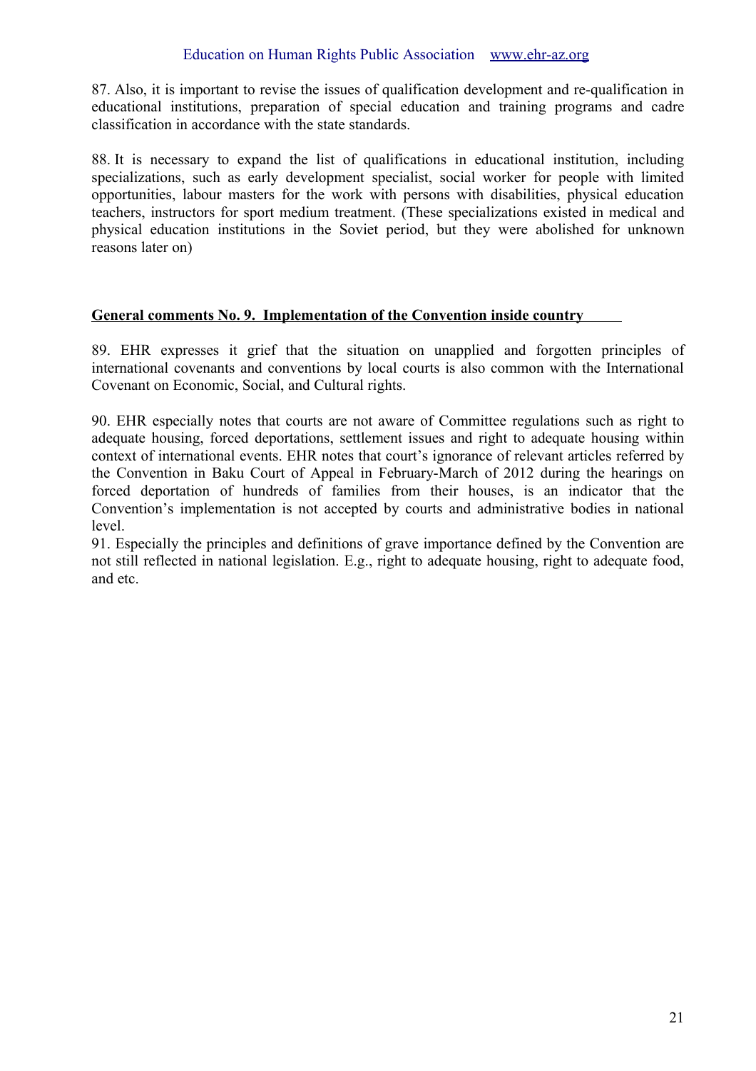87. Also, it is important to revise the issues of qualification development and re-qualification in educational institutions, preparation of special education and training programs and cadre classification in accordance with the state standards.

88. It is necessary to expand the list of qualifications in educational institution, including specializations, such as early development specialist, social worker for people with limited opportunities, labour masters for the work with persons with disabilities, physical education teachers, instructors for sport medium treatment. (These specializations existed in medical and physical education institutions in the Soviet period, but they were abolished for unknown reasons later on)

## General comments No. 9. Implementation of the Convention inside country

89. EHR expresses it grief that the situation on unapplied and forgotten principles of international covenants and conventions by local courts is also common with the International Covenant on Economic, Social, and Cultural rights.

90. EHR especially notes that courts are not aware of Committee regulations such as right to adequate housing, forced deportations, settlement issues and right to adequate housing within context of international events. EHR notes that court's ignorance of relevant articles referred by the Convention in Baku Court of Appeal in February-March of 2012 during the hearings on forced deportation of hundreds of families from their houses, is an indicator that the Convention's implementation is not accepted by courts and administrative bodies in national level.

91. Especially the principles and definitions of grave importance defined by the Convention are not still reflected in national legislation. E.g., right to adequate housing, right to adequate food, and etc.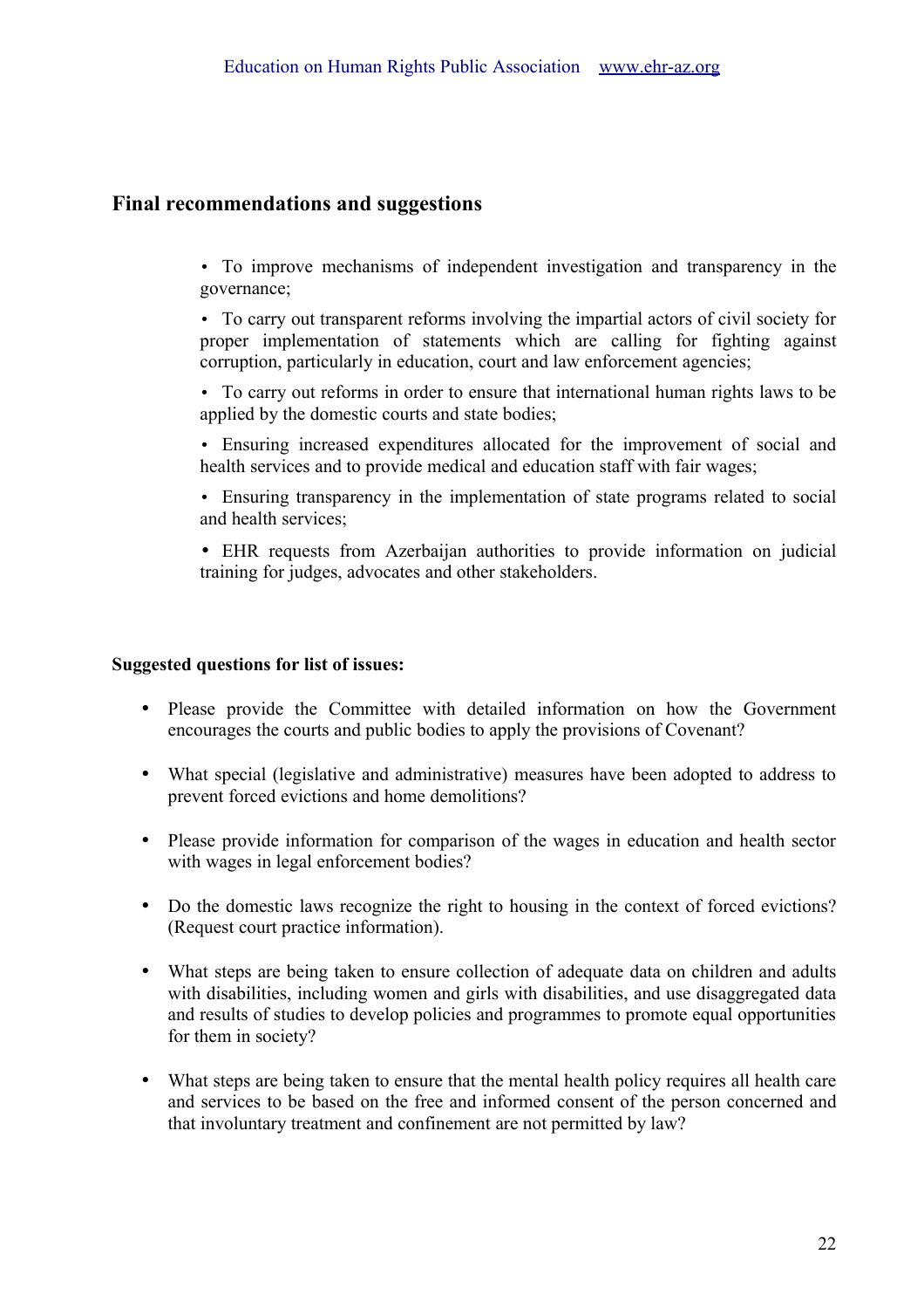## Final recommendations and suggestions

- To improve mechanisms of independent investigation and transparency in the governance;
- To carry out transparent reforms involving the impartial actors of civil society for proper implementation of statements which are calling for fighting against corruption, particularly in education, court and law enforcement agencies;
- To carry out reforms in order to ensure that international human rights laws to be applied by the domestic courts and state bodies;
- Ensuring increased expenditures allocated for the improvement of social and health services and to provide medical and education staff with fair wages;
- Ensuring transparency in the implementation of state programs related to social and health services;
- EHR requests from Azerbaijan authorities to provide information on judicial training for judges, advocates and other stakeholders.

**Suggested questions for list of issues:**

- Please provide the Committee with detailed information on how the Government encourages the courts and public bodies to apply the provisions of Covenant?
- What special (legislative and administrative) measures have been adopted to address to prevent forced evictions and home demolitions?
- Please provide information for comparison of the wages in education and health sector with wages in legal enforcement bodies?
- Do the domestic laws recognize the right to housing in the context of forced evictions? (Request court practice information).
- What steps are being taken to ensure collection of adequate data on children and adults with disabilities, including women and girls with disabilities, and use disaggregated data and results of studies to develop policies and programmes to promote equal opportunities for them in society?
- What steps are being taken to ensure that the mental health policy requires all health care and services to be based on the free and informed consent of the person concerned and that involuntary treatment and confinement are not permitted by law?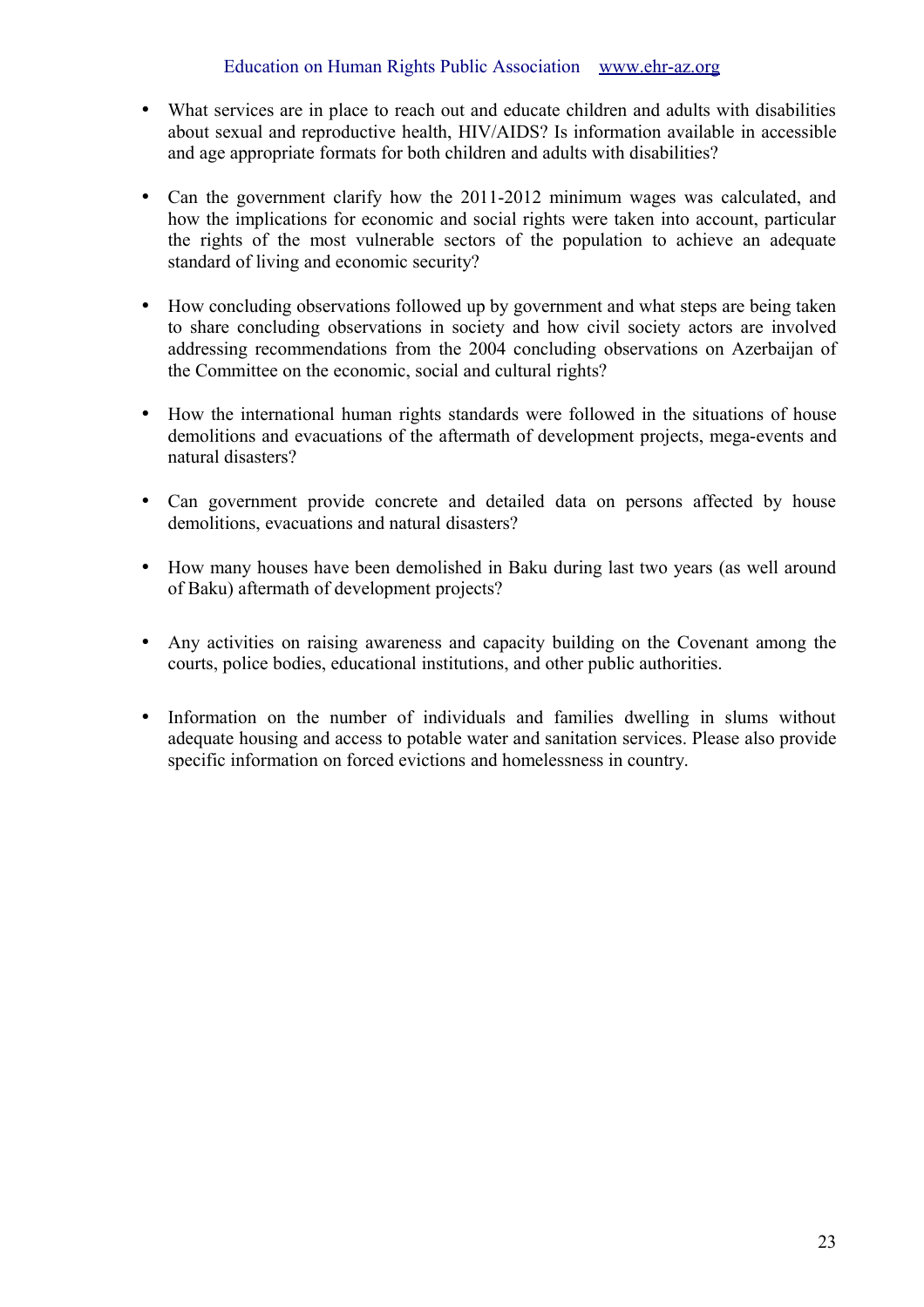- What services are in place to reach out and educate children and adults with disabilities about sexual and reproductive health, HIV/AIDS? Is information available in accessible and age appropriate formats for both children and adults with disabilities?

- Can the government clarify how the 2011-2012 minimum wages was calculated, and how the implications for economic and social rights were taken into account, particular the rights of the most vulnerable sectors of the population to achieve an adequate standard of living and economic security?

- How concluding observations followed up by government and what steps are being taken to share concluding observations in society and how civil society actors are involved addressing recommendations from the 2004 concluding observations on Azerbaijan of the Committee on the economic, social and cultural rights?

- How the international human rights standards were followed in the situations of house demolitions and evacuations of the aftermath of development projects, mega-events and natural disasters?

- Can government provide concrete and detailed data on persons affected by house demolitions, evacuations and natural disasters?

- How many houses have been demolished in Baku during last two years (as well around of Baku) aftermath of development projects?

- Any activities on raising awareness and capacity building on the Covenant among the courts, police bodies, educational institutions, and other public authorities.

- Information on the number of individuals and families dwelling in slums without adequate housing and access to potable water and sanitation services. Please also provide specific information on forced evictions and homelessness in country.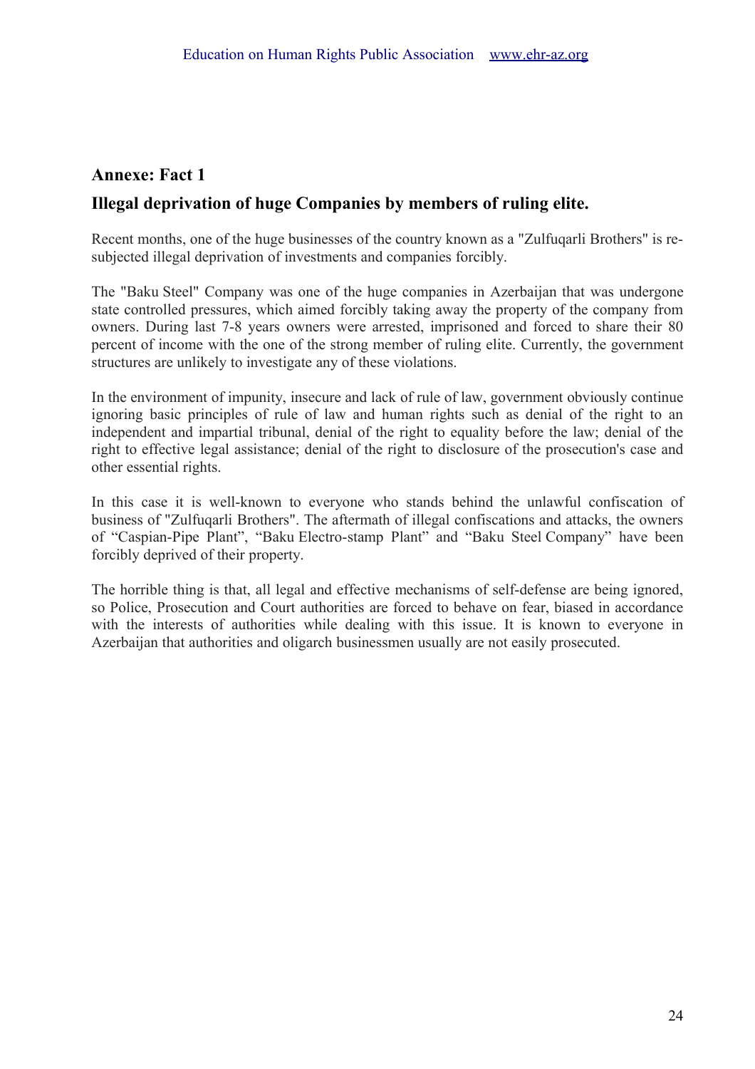## Annexe: Fact 1

## Illegal deprivation of huge Companies by members of ruling elite.

Recent months, one of the huge businesses of the country known as a "Zulfuqarli Brothers" is re-subjected illegal deprivation of investments and companies forcibly.

The "Baku Steel" Company was one of the huge companies in Azerbaijan that was undergone state controlled pressures, which aimed forcibly taking away the property of the company from owners. During last 7-8 years owners were arrested, imprisoned and forced to share their 80 percent of income with the one of the strong member of ruling elite. Currently, the government structures are unlikely to investigate any of these violations.

In the environment of impunity, insecure and lack of rule of law, government obviously continue ignoring basic principles of rule of law and human rights such as denial of the right to an independent and impartial tribunal, denial of the right to equality before the law; denial of the right to effective legal assistance; denial of the right to disclosure of the prosecution's case and other essential rights.

In this case it is well-known to everyone who stands behind the unlawful confiscation of business of "Zulfuqarli Brothers". The aftermath of illegal confiscations and attacks, the owners of "Caspian-Pipe Plant", "Baku Electro-stamp Plant" and "Baku Steel Company" have been forcibly deprived of their property.

The horrible thing is that, all legal and effective mechanisms of self-defense are being ignored, so Police, Prosecution and Court authorities are forced to behave on fear, biased in accordance with the interests of authorities while dealing with this issue. It is known to everyone in Azerbaijan that authorities and oligarch businessmen usually are not easily prosecuted.